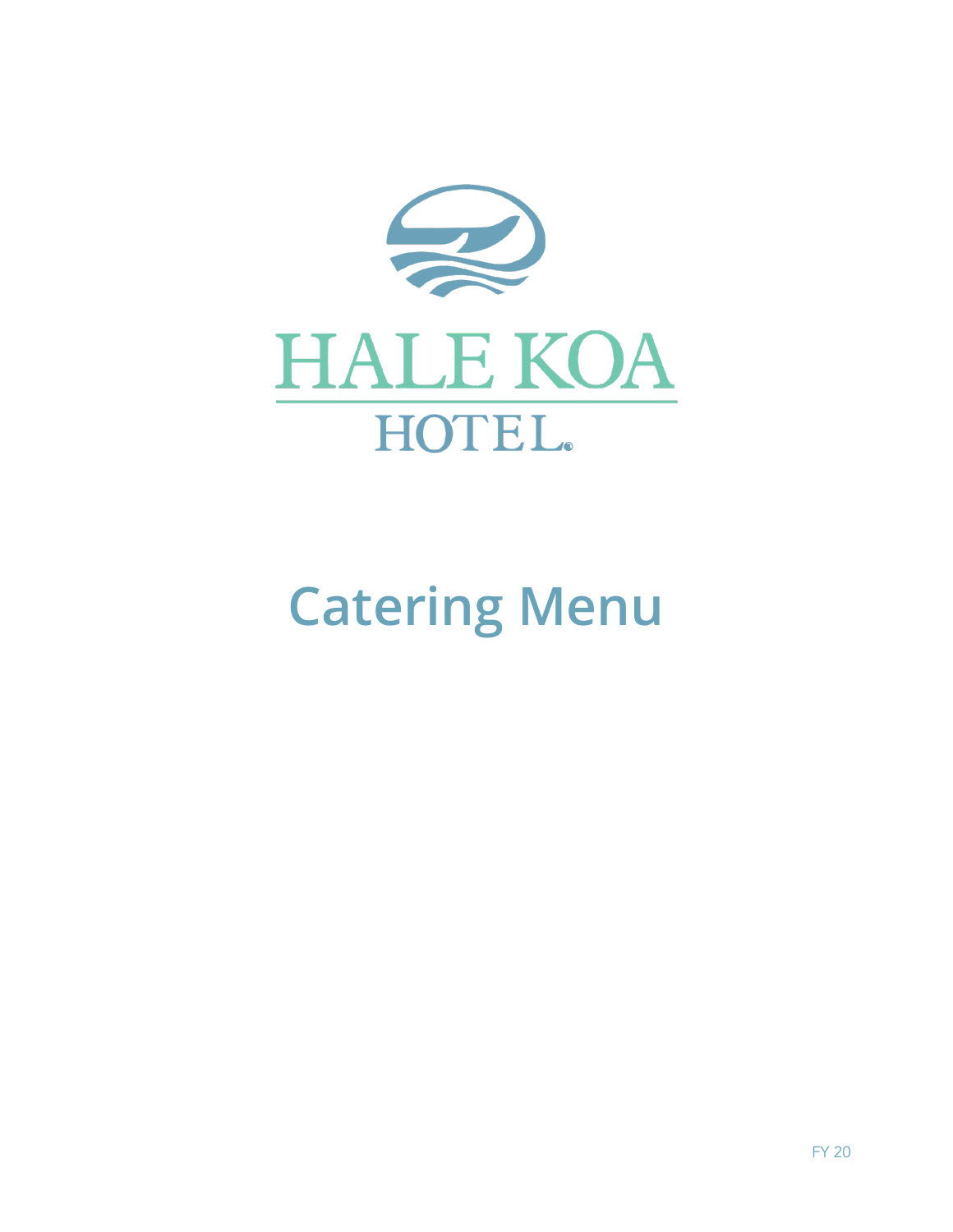HALE KOA

HOTEL

# Catering Menu

FY 20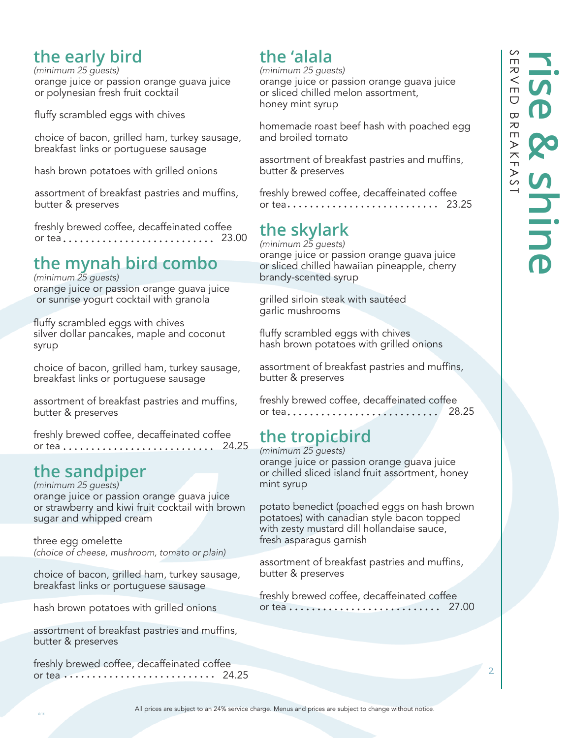# rise & shine

SERVED BREAKFAST

## the early bird

*(minimum 25 guests)*

orange juice or passion orange guava juice or polynesian fresh fruit cocktail

fluffy scrambled eggs with chives

choice of bacon, grilled ham, turkey sausage, breakfast links or portuguese sausage

hash brown potatoes with grilled onions

assortment of breakfast pastries and muffins, butter & preserves

freshly brewed coffee, decaffeinated coffee or tea . . . . . . . . . . . . . . . . . . . . . . . . . . . 23.00

## the mynah bird combo

*(minimum 25 guests)*

orange juice or passion orange guava juice or sunrise yogurt cocktail with granola

fluffy scrambled eggs with chives
silver dollar pancakes, maple and coconut syrup

choice of bacon, grilled ham, turkey sausage, breakfast links or portuguese sausage

assortment of breakfast pastries and muffins, butter & preserves

freshly brewed coffee, decaffeinated coffee or tea . . . . . . . . . . . . . . . . . . . . . . . . . . . 24.25

## the sandpiper

*(minimum 25 guests)*

orange juice or passion orange guava juice or strawberry and kiwi fruit cocktail with brown sugar and whipped cream

three egg omelette
*(choice of cheese, mushroom, tomato or plain)*

choice of bacon, grilled ham, turkey sausage, breakfast links or portuguese sausage

hash brown potatoes with grilled onions

assortment of breakfast pastries and muffins, butter & preserves

freshly brewed coffee, decaffeinated coffee or tea . . . . . . . . . . . . . . . . . . . . . . . . . . . 24.25

## the ʻalala

*(minimum 25 guests)*

orange juice or passion orange guava juice or sliced chilled melon assortment, honey mint syrup

homemade roast beef hash with poached egg and broiled tomato

assortment of breakfast pastries and muffins, butter & preserves

freshly brewed coffee, decaffeinated coffee or tea . . . . . . . . . . . . . . . . . . . . . . . . . . . 23.25

## the skylark

*(minimum 25 guests)*

orange juice or passion orange guava juice or sliced chilled hawaiian pineapple, cherry brandy-scented syrup

grilled sirloin steak with sautéed garlic mushrooms

fluffy scrambled eggs with chives
hash brown potatoes with grilled onions

assortment of breakfast pastries and muffins, butter & preserves

freshly brewed coffee, decaffeinated coffee or tea . . . . . . . . . . . . . . . . . . . . . . . . . . . 28.25

## the tropicbird

*(minimum 25 guests)*

orange juice or passion orange guava juice or chilled sliced island fruit assortment, honey mint syrup

potato benedict (poached eggs on hash brown potatoes) with canadian style bacon topped with zesty mustard dill hollandaise sauce, fresh asparagus garnish

assortment of breakfast pastries and muffins, butter & preserves

freshly brewed coffee, decaffeinated coffee or tea . . . . . . . . . . . . . . . . . . . . . . . . . . . 27.00

All prices are subject to an 24% service charge. Menus and prices are subject to change without notice.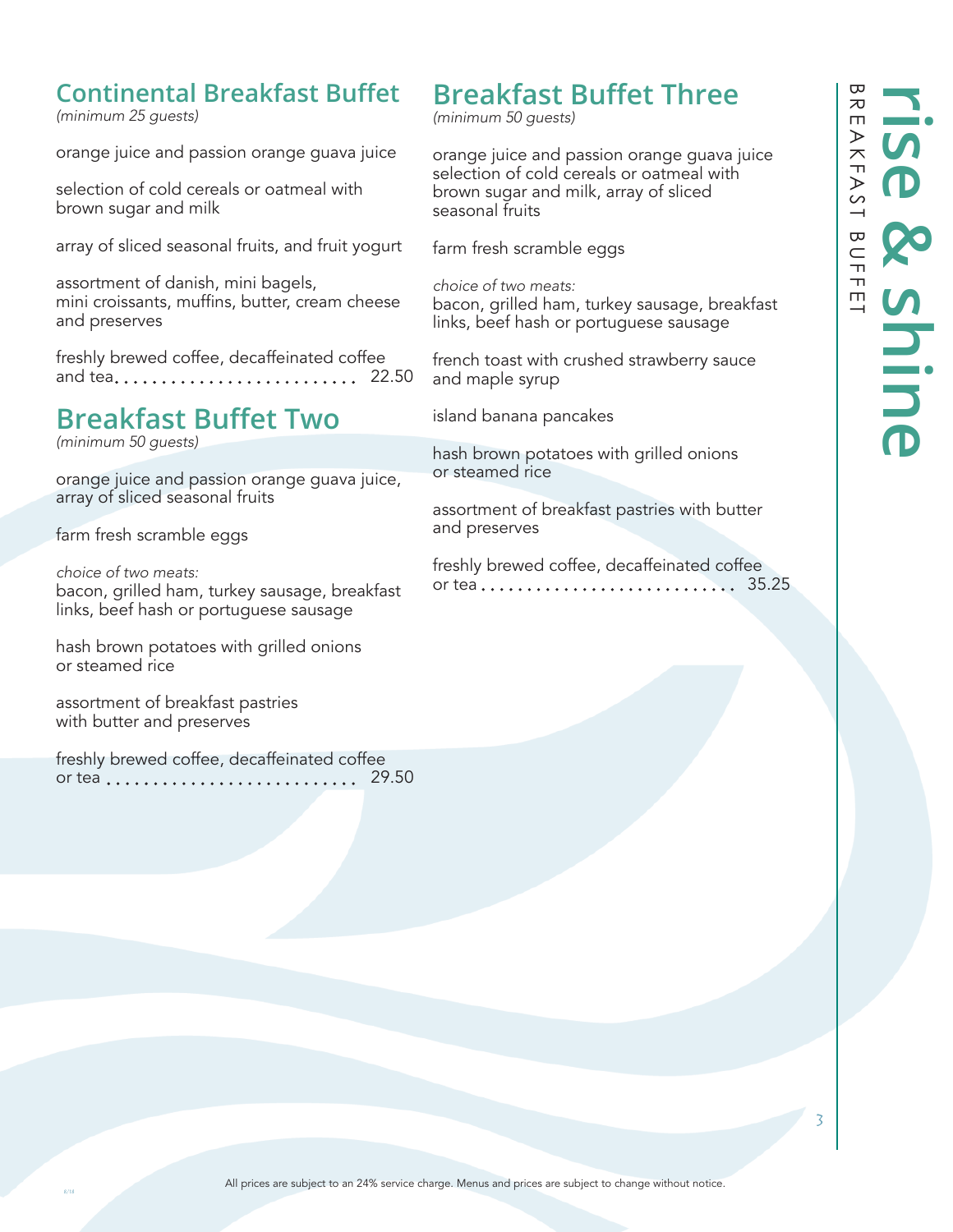# rise & shine

BREAKFAST BUFFET

## Continental Breakfast Buffet

*(minimum 25 guests)*

orange juice and passion orange guava juice

selection of cold cereals or oatmeal with brown sugar and milk

array of sliced seasonal fruits, and fruit yogurt

assortment of danish, mini bagels, mini croissants, muffins, butter, cream cheese and preserves

freshly brewed coffee, decaffeinated coffee and tea. . . . . . . . . . . . . . . . . . . . . . . . . . 22.50

## Breakfast Buffet Two

*(minimum 50 guests)*

orange juice and passion orange guava juice, array of sliced seasonal fruits

farm fresh scramble eggs

*choice of two meats:*
bacon, grilled ham, turkey sausage, breakfast links, beef hash or portuguese sausage

hash brown potatoes with grilled onions or steamed rice

assortment of breakfast pastries with butter and preserves

freshly brewed coffee, decaffeinated coffee or tea . . . . . . . . . . . . . . . . . . . . . . . . . . . 29.50

## Breakfast Buffet Three

*(minimum 50 guests)*

orange juice and passion orange guava juice selection of cold cereals or oatmeal with brown sugar and milk, array of sliced seasonal fruits

farm fresh scramble eggs

*choice of two meats:*
bacon, grilled ham, turkey sausage, breakfast links, beef hash or portuguese sausage

french toast with crushed strawberry sauce and maple syrup

island banana pancakes

hash brown potatoes with grilled onions or steamed rice

assortment of breakfast pastries with butter and preserves

freshly brewed coffee, decaffeinated coffee or tea . . . . . . . . . . . . . . . . . . . . . . . . . . . . 35.25

All prices are subject to an 24% service charge. Menus and prices are subject to change without notice.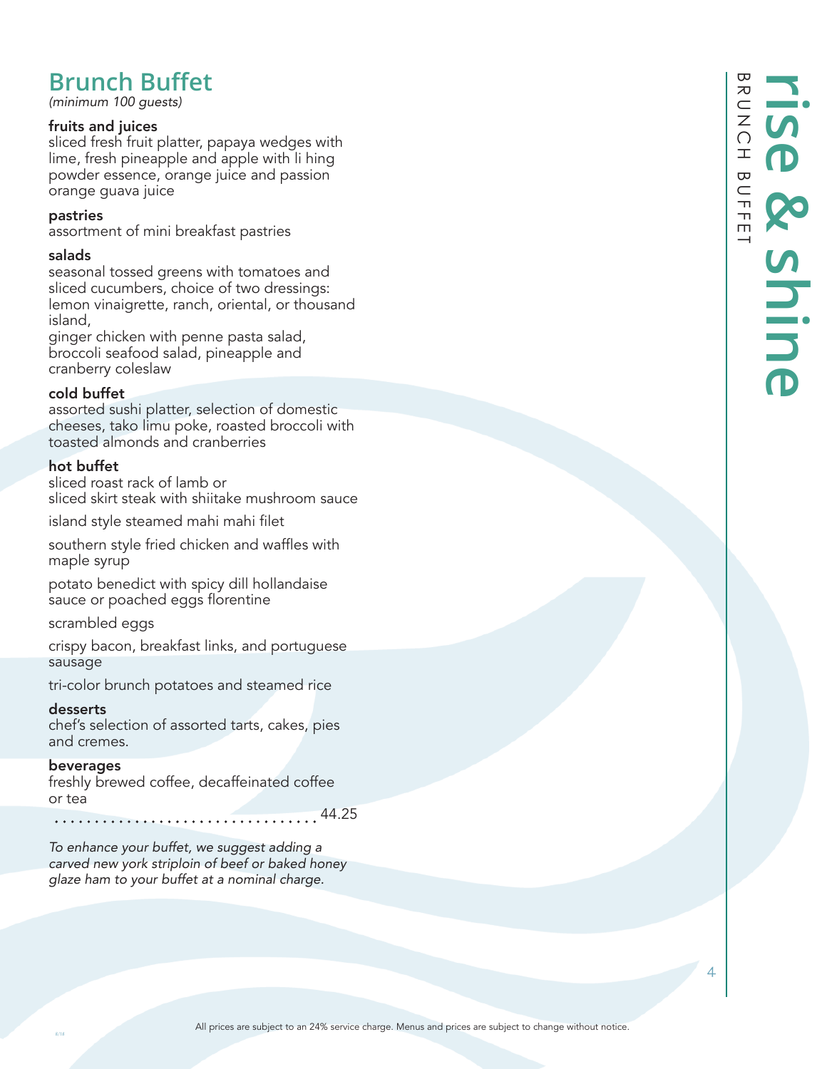## Brunch Buffet

*(minimum 100 guests)*

**fruits and juices**
sliced fresh fruit platter, papaya wedges with lime, fresh pineapple and apple with li hing powder essence, orange juice and passion orange guava juice

**pastries**
assortment of mini breakfast pastries

**salads**
seasonal tossed greens with tomatoes and sliced cucumbers, choice of two dressings: lemon vinaigrette, ranch, oriental, or thousand island,
ginger chicken with penne pasta salad, broccoli seafood salad, pineapple and cranberry coleslaw

**cold buffet**
assorted sushi platter, selection of domestic cheeses, tako limu poke, roasted broccoli with toasted almonds and cranberries

**hot buffet**
sliced roast rack of lamb or
sliced skirt steak with shiitake mushroom sauce

island style steamed mahi mahi filet

southern style fried chicken and waffles with maple syrup

potato benedict with spicy dill hollandaise sauce or poached eggs florentine

scrambled eggs

crispy bacon, breakfast links, and portuguese sausage

tri-color brunch potatoes and steamed rice

**desserts**
chef's selection of assorted tarts, cakes, pies and cremes.

**beverages**
freshly brewed coffee, decaffeinated coffee or tea

.................................. 44.25

*To enhance your buffet, we suggest adding a carved new york striploin of beef or baked honey glaze ham to your buffet at a nominal charge.*

# rise & shine

BRUNCH BUFFET

All prices are subject to an 24% service charge. Menus and prices are subject to change without notice.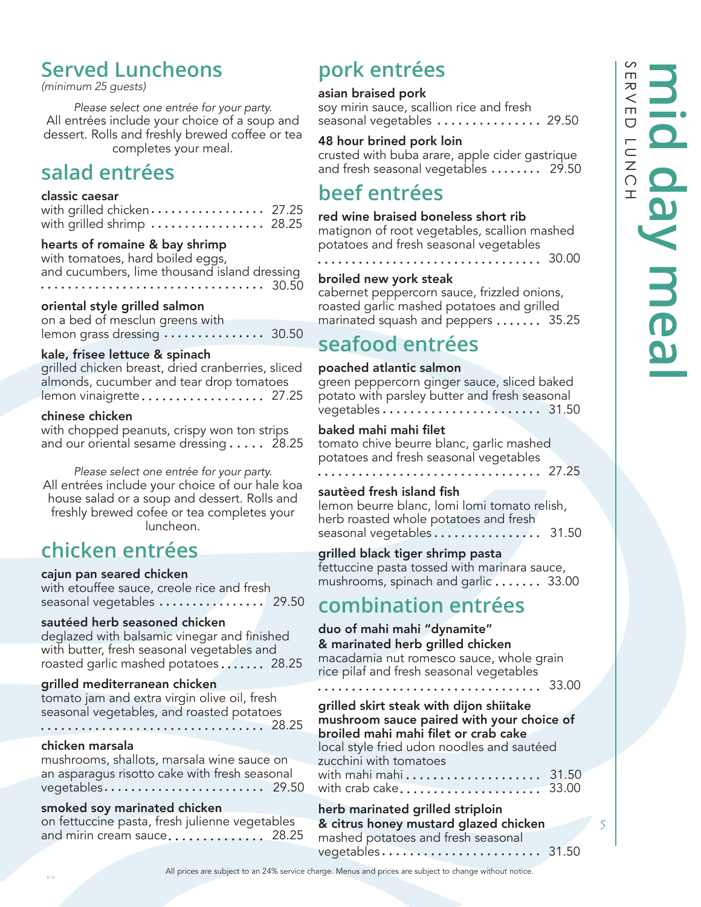# mid day meal

SERVED LUNCH

## Served Luncheons

*(minimum 25 guests)*

*Please select one entrée for your party.*
All entrées include your choice of a soup and dessert. Rolls and freshly brewed coffee or tea completes your meal.

## salad entrées

**classic caesar**
with grilled chicken . . . . . . . . . . . . . . . . . 27.25
with grilled shrimp . . . . . . . . . . . . . . . . . 28.25

**hearts of romaine & bay shrimp**
with tomatoes, hard boiled eggs, and cucumbers, lime thousand island dressing . . . . . . . . . . . . . . . . . 30.50

**oriental style grilled salmon**
on a bed of mesclun greens with lemon grass dressing . . . . . . . . . . . . . . . . . 30.50

**kale, frisee lettuce & spinach**
grilled chicken breast, dried cranberries, sliced almonds, cucumber and tear drop tomatoes lemon vinaigrette . . . . . . . . . . . . . . . . . 27.25

**chinese chicken**
with chopped peanuts, crispy won ton strips and our oriental sesame dressing . . . . . 28.25

*Please select one entrée for your party.*
All entrées include your choice of our hale koa house salad or a soup and dessert. Rolls and freshly brewed cofee or tea completes your luncheon.

## chicken entrées

**cajun pan seared chicken**
with etouffee sauce, creole rice and fresh seasonal vegetables . . . . . . . . . . . . . . . . . 29.50

**sautéed herb seasoned chicken**
deglazed with balsamic vinegar and finished with butter, fresh seasonal vegetables and roasted garlic mashed potatoes . . . . . . . 28.25

**grilled mediterranean chicken**
tomato jam and extra virgin olive oil, fresh seasonal vegetables, and roasted potatoes . . . . . . . . . . . . . . . . . 28.25

**chicken marsala**
mushrooms, shallots, marsala wine sauce on an asparagus risotto cake with fresh seasonal vegetables . . . . . . . . . . . . . . . . . 29.50

**smoked soy marinated chicken**
on fettuccine pasta, fresh julienne vegetables and mirin cream sauce . . . . . . . . . . . . . . . 28.25

## pork entrées

**asian braised pork**
soy mirin sauce, scallion rice and fresh seasonal vegetables . . . . . . . . . . . . . . . . 29.50

**48 hour brined pork loin**
crusted with buba arare, apple cider gastrique and fresh seasonal vegetables . . . . . . . . 29.50

## beef entrées

**red wine braised boneless short rib**
matignon of root vegetables, scallion mashed potatoes and fresh seasonal vegetables . . . . . . . . . . . . . . . . . 30.00

**broiled new york steak**
cabernet peppercorn sauce, frizzled onions, roasted garlic mashed potatoes and grilled marinated squash and peppers . . . . . . . 35.25

## seafood entrées

**poached atlantic salmon**
green peppercorn ginger sauce, sliced baked potato with parsley butter and fresh seasonal vegetables . . . . . . . . . . . . . . . . . 31.50

**baked mahi mahi filet**
tomato chive beurre blanc, garlic mashed potatoes and fresh seasonal vegetables . . . . . . . . . . . . . . . . . 27.25

**sautèed fresh island fish**
lemon beurre blanc, lomi lomi tomato relish, herb roasted whole potatoes and fresh seasonal vegetables . . . . . . . . . . . . . . . . 31.50

**grilled black tiger shrimp pasta**
fettuccine pasta tossed with marinara sauce, mushrooms, spinach and garlic . . . . . . . 33.00

## combination entrées

**duo of mahi mahi "dynamite" & marinated herb grilled chicken**
macadamia nut romesco sauce, whole grain rice pilaf and fresh seasonal vegetables . . . . . . . . . . . . . . . . . 33.00

**grilled skirt steak with dijon shiitake mushroom sauce paired with your choice of broiled mahi mahi filet or crab cake**
local style fried udon noodles and sautéed zucchini with tomatoes
with mahi mahi . . . . . . . . . . . . . . . . . 31.50
with crab cake . . . . . . . . . . . . . . . . . 33.00

**herb marinated grilled striploin & citrus honey mustard glazed chicken**
mashed potatoes and fresh seasonal vegetables . . . . . . . . . . . . . . . . . 31.50

All prices are subject to an 24% service charge. Menus and prices are subject to change without notice.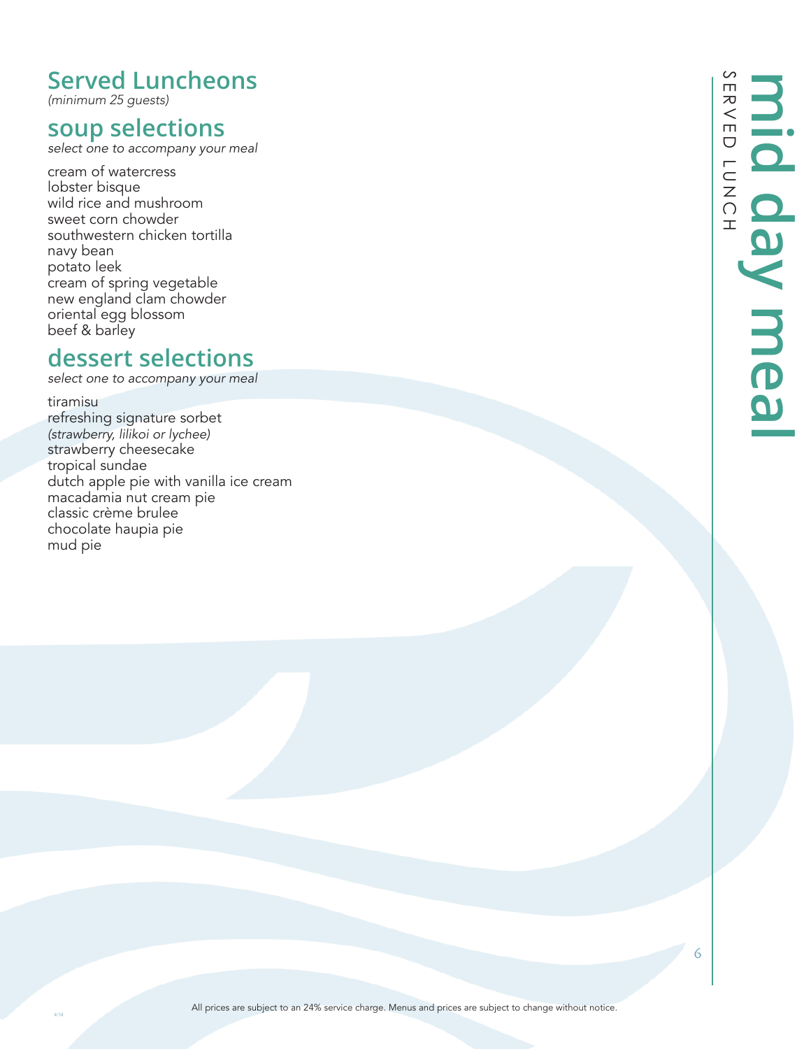## Served Luncheons

*(minimum 25 guests)*

### soup selections

*select one to accompany your meal*

cream of watercress
lobster bisque
wild rice and mushroom
sweet corn chowder
southwestern chicken tortilla
navy bean
potato leek
cream of spring vegetable
new england clam chowder
oriental egg blossom
beef & barley

### dessert selections

*select one to accompany your meal*

tiramisu
refreshing signature sorbet
*(strawberry, lilikoi or lychee)*
strawberry cheesecake
tropical sundae
dutch apple pie with vanilla ice cream
macadamia nut cream pie
classic crème brulee
chocolate haupia pie
mud pie

All prices are subject to an 24% service charge. Menus and prices are subject to change without notice.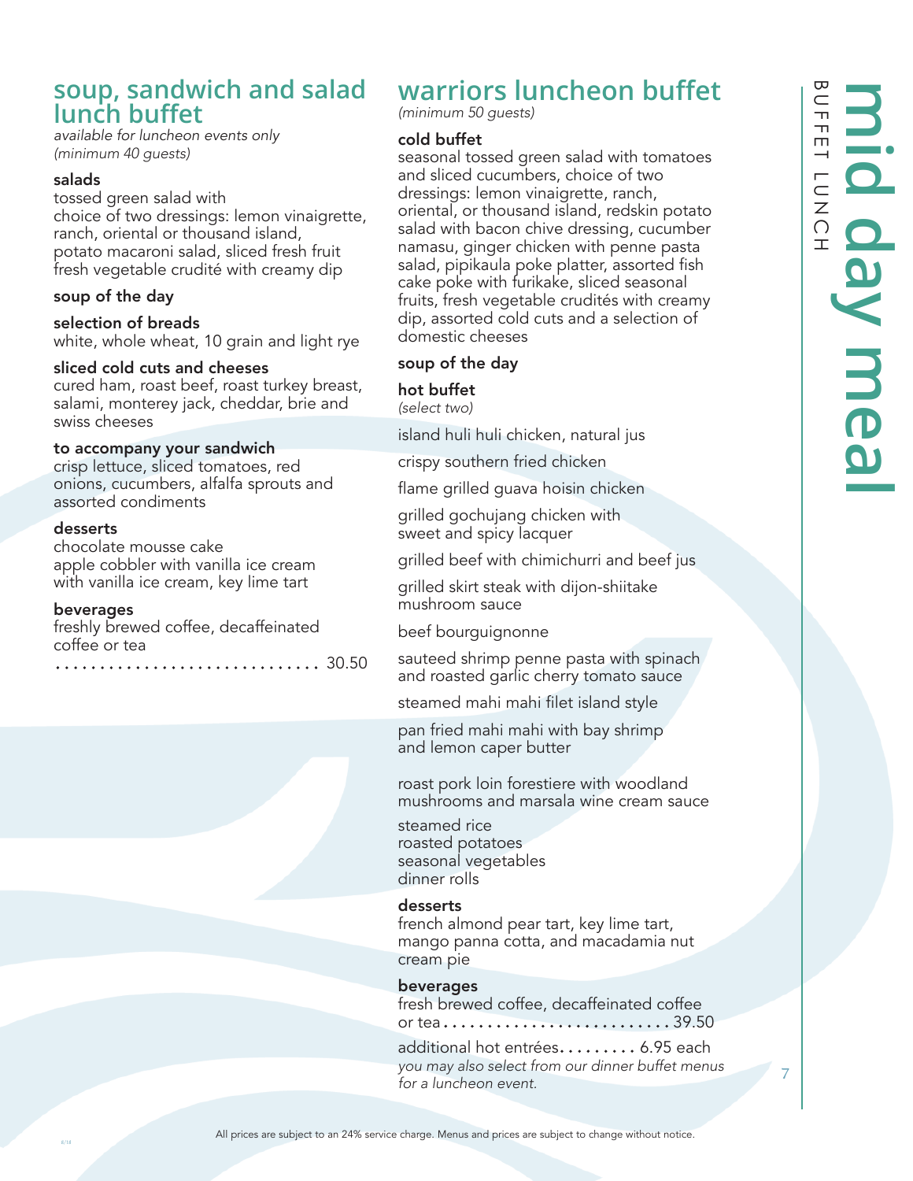# mid day meal

BUFFET LUNCH

## soup, sandwich and salad lunch buffet

*available for luncheon events only*
*(minimum 40 guests)*

**salads**
tossed green salad with
choice of two dressings: lemon vinaigrette, ranch, oriental or thousand island,
potato macaroni salad, sliced fresh fruit
fresh vegetable crudité with creamy dip

**soup of the day**

**selection of breads**
white, whole wheat, 10 grain and light rye

**sliced cold cuts and cheeses**
cured ham, roast beef, roast turkey breast, salami, monterey jack, cheddar, brie and swiss cheeses

**to accompany your sandwich**
crisp lettuce, sliced tomatoes, red onions, cucumbers, alfalfa sprouts and assorted condiments

**desserts**
chocolate mousse cake
apple cobbler with vanilla ice cream
with vanilla ice cream, key lime tart

**beverages**
freshly brewed coffee, decaffeinated coffee or tea
. . . . . . . . . . . . . . . . . . . . . . . . . . . . . . 30.50

## warriors luncheon buffet

*(minimum 50 guests)*

**cold buffet**
seasonal tossed green salad with tomatoes and sliced cucumbers, choice of two dressings: lemon vinaigrette, ranch, oriental, or thousand island, redskin potato salad with bacon chive dressing, cucumber namasu, ginger chicken with penne pasta salad, pipikaula poke platter, assorted fish cake poke with furikake, sliced seasonal fruits, fresh vegetable crudités with creamy dip, assorted cold cuts and a selection of domestic cheeses

**soup of the day**

**hot buffet**
*(select two)*

island huli huli chicken, natural jus

crispy southern fried chicken

flame grilled guava hoisin chicken

grilled gochujang chicken with sweet and spicy lacquer

grilled beef with chimichurri and beef jus

grilled skirt steak with dijon-shiitake mushroom sauce

beef bourguignonne

sauteed shrimp penne pasta with spinach and roasted garlic cherry tomato sauce

steamed mahi mahi filet island style

pan fried mahi mahi with bay shrimp and lemon caper butter

roast pork loin forestiere with woodland mushrooms and marsala wine cream sauce

steamed rice
roasted potatoes
seasonal vegetables
dinner rolls

**desserts**
french almond pear tart, key lime tart, mango panna cotta, and macadamia nut cream pie

**beverages**
fresh brewed coffee, decaffeinated coffee or tea . . . . . . . . . . . . . . . . . . . . . . . . . . 39.50

additional hot entrées . . . . . . . . . 6.95 each
*you may also select from our dinner buffet menus for a luncheon event.*

All prices are subject to an 24% service charge. Menus and prices are subject to change without notice.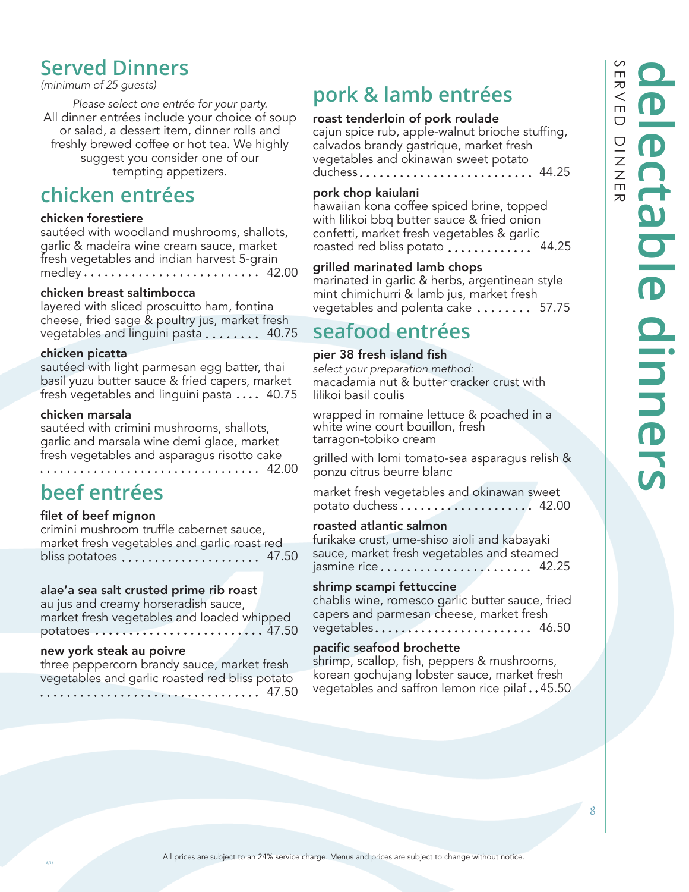# delectable dinners

SERVED DINNER

## Served Dinners

*(minimum of 25 guests)*

*Please select one entrée for your party.*
All dinner entrées include your choice of soup or salad, a dessert item, dinner rolls and freshly brewed coffee or hot tea. We highly suggest you consider one of our tempting appetizers.

## chicken entrées

**chicken forestiere**
sautéed with woodland mushrooms, shallots, garlic & madeira wine cream sauce, market fresh vegetables and indian harvest 5-grain medley .......... 42.00

**chicken breast saltimbocca**
layered with sliced proscuitto ham, fontina cheese, fried sage & poultry jus, market fresh vegetables and linguini pasta .......... 40.75

**chicken picatta**
sautéed with light parmesan egg batter, thai basil yuzu butter sauce & fried capers, market fresh vegetables and linguini pasta .......... 40.75

**chicken marsala**
sautéed with crimini mushrooms, shallots, garlic and marsala wine demi glace, market fresh vegetables and asparagus risotto cake .......... 42.00

## beef entrées

**filet of beef mignon**
crimini mushroom truffle cabernet sauce, market fresh vegetables and garlic roast red bliss potatoes .......... 47.50

**alae'a sea salt crusted prime rib roast**
au jus and creamy horseradish sauce, market fresh vegetables and loaded whipped potatoes .......... 47.50

**new york steak au poivre**
three peppercorn brandy sauce, market fresh vegetables and garlic roasted red bliss potato .......... 47.50

## pork & lamb entrées

**roast tenderloin of pork roulade**
cajun spice rub, apple-walnut brioche stuffing, calvados brandy gastrique, market fresh vegetables and okinawan sweet potato duchess .......... 44.25

**pork chop kaiulani**
hawaiian kona coffee spiced brine, topped with lilikoi bbq butter sauce & fried onion confetti, market fresh vegetables & garlic roasted red bliss potato .......... 44.25

**grilled marinated lamb chops**
marinated in garlic & herbs, argentinean style mint chimichurri & lamb jus, market fresh vegetables and polenta cake .......... 57.75

## seafood entrées

**pier 38 fresh island fish**
*select your preparation method:*
macadamia nut & butter cracker crust with lilikoi basil coulis

wrapped in romaine lettuce & poached in a white wine court bouillon, fresh tarragon-tobiko cream

grilled with lomi tomato-sea asparagus relish & ponzu citrus beurre blanc

market fresh vegetables and okinawan sweet potato duchess .......... 42.00

**roasted atlantic salmon**
furikake crust, ume-shiso aioli and kabayaki sauce, market fresh vegetables and steamed jasmine rice .......... 42.25

**shrimp scampi fettuccine**
chablis wine, romesco garlic butter sauce, fried capers and parmesan cheese, market fresh vegetables .......... 46.50

**pacific seafood brochette**
shrimp, scallop, fish, peppers & mushrooms, korean gochujang lobster sauce, market fresh vegetables and saffron lemon rice pilaf .......... 45.50

All prices are subject to an 24% service charge. Menus and prices are subject to change without notice.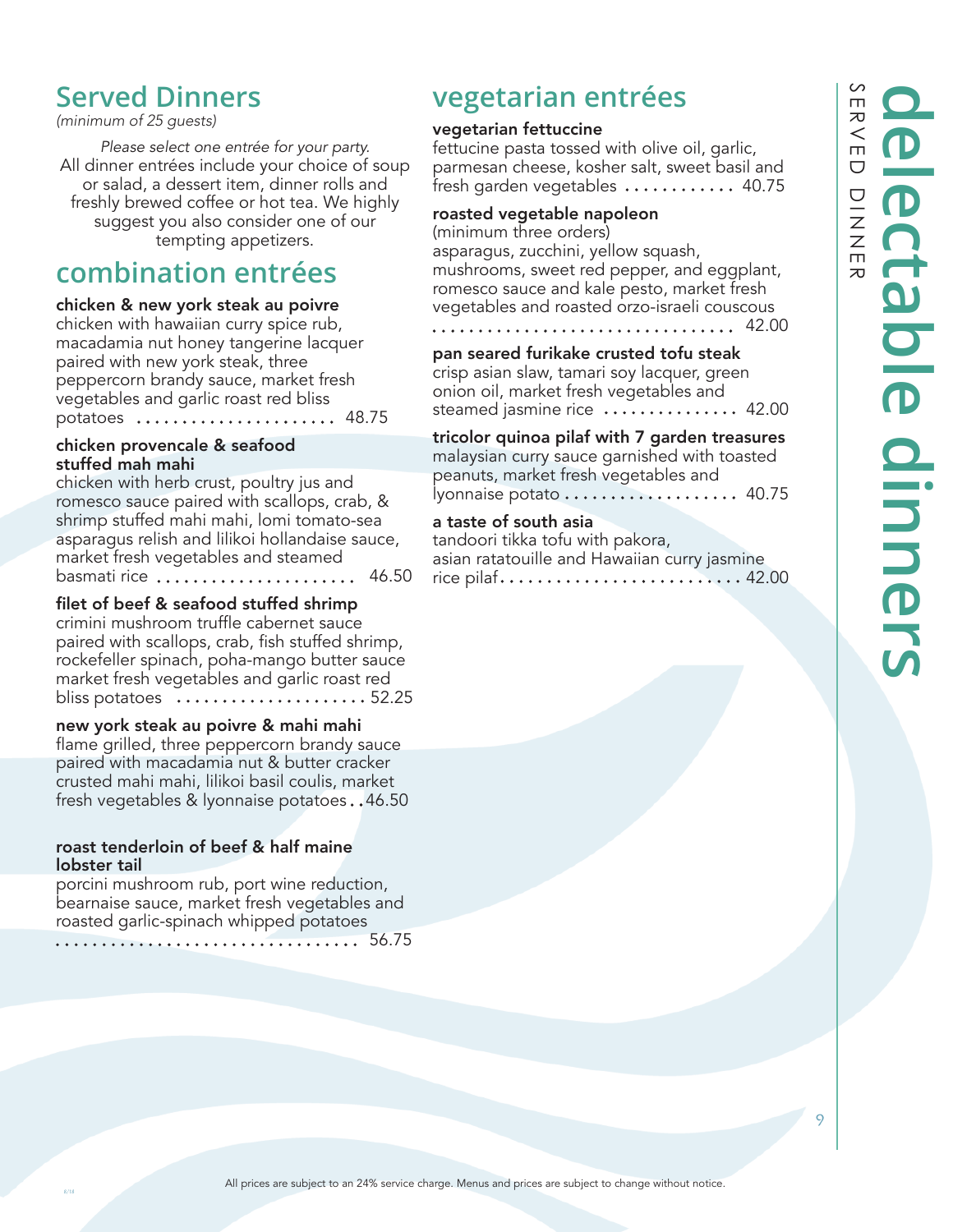## Served Dinners

*(minimum of 25 guests)*

*Please select one entrée for your party.*
All dinner entrées include your choice of soup or salad, a dessert item, dinner rolls and freshly brewed coffee or hot tea. We highly suggest you also consider one of our tempting appetizers.

## combination entrées

**chicken & new york steak au poivre**
chicken with hawaiian curry spice rub, macadamia nut honey tangerine lacquer paired with new york steak, three peppercorn brandy sauce, market fresh vegetables and garlic roast red bliss potatoes ........ 48.75

**chicken provencale & seafood stuffed mah mahi**
chicken with herb crust, poultry jus and romesco sauce paired with scallops, crab, & shrimp stuffed mahi mahi, lomi tomato-sea asparagus relish and lilikoi hollandaise sauce, market fresh vegetables and steamed basmati rice ........ 46.50

**filet of beef & seafood stuffed shrimp**
crimini mushroom truffle cabernet sauce paired with scallops, crab, fish stuffed shrimp, rockefeller spinach, poha-mango butter sauce market fresh vegetables and garlic roast red bliss potatoes ........ 52.25

**new york steak au poivre & mahi mahi**
flame grilled, three peppercorn brandy sauce paired with macadamia nut & butter cracker crusted mahi mahi, lilikoi basil coulis, market fresh vegetables & lyonnaise potatoes .. 46.50

**roast tenderloin of beef & half maine lobster tail**
porcini mushroom rub, port wine reduction, bearnaise sauce, market fresh vegetables and roasted garlic-spinach whipped potatoes ........ 56.75

## vegetarian entrées

**vegetarian fettuccine**
fettucine pasta tossed with olive oil, garlic, parmesan cheese, kosher salt, sweet basil and fresh garden vegetables ........ 40.75

**roasted vegetable napoleon**
(minimum three orders)
asparagus, zucchini, yellow squash, mushrooms, sweet red pepper, and eggplant, romesco sauce and kale pesto, market fresh vegetables and roasted orzo-israeli couscous ........ 42.00

**pan seared furikake crusted tofu steak**
crisp asian slaw, tamari soy lacquer, green onion oil, market fresh vegetables and steamed jasmine rice ........ 42.00

**tricolor quinoa pilaf with 7 garden treasures**
malaysian curry sauce garnished with toasted peanuts, market fresh vegetables and lyonnaise potato ........ 40.75

**a taste of south asia**
tandoori tikka tofu with pakora, asian ratatouille and Hawaiian curry jasmine rice pilaf ........ 42.00

All prices are subject to an 24% service charge. Menus and prices are subject to change without notice.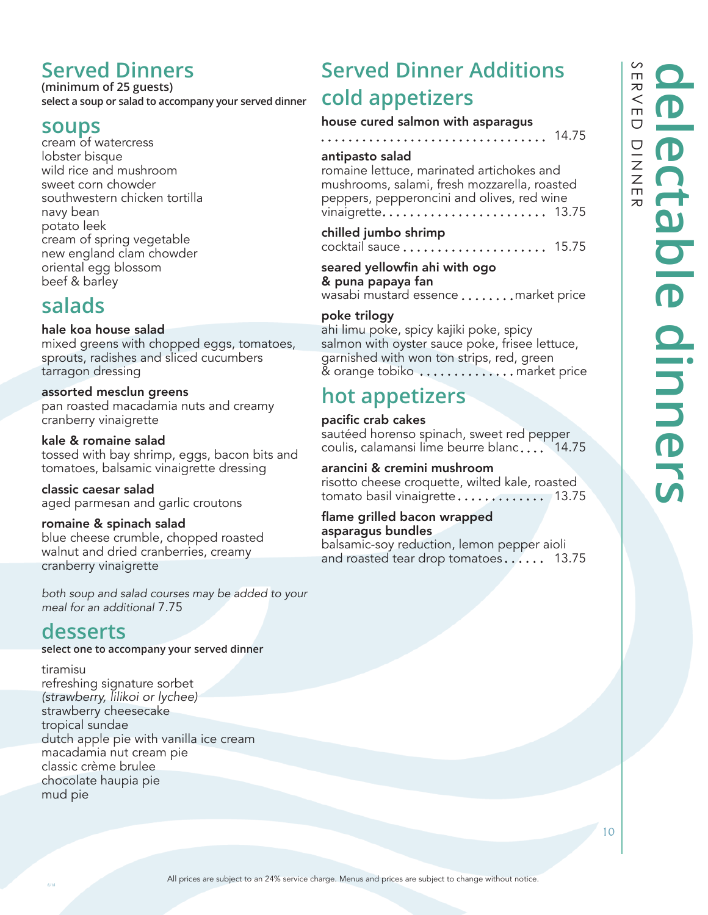# delectable dinners

SERVED DINNER

## Served Dinners

**(minimum of 25 guests)**
**select a soup or salad to accompany your served dinner**

### soups

cream of watercress
lobster bisque
wild rice and mushroom
sweet corn chowder
southwestern chicken tortilla
navy bean
potato leek
cream of spring vegetable
new england clam chowder
oriental egg blossom
beef & barley

### salads

**hale koa house salad**
mixed greens with chopped eggs, tomatoes, sprouts, radishes and sliced cucumbers tarragon dressing

**assorted mesclun greens**
pan roasted macadamia nuts and creamy cranberry vinaigrette

**kale & romaine salad**
tossed with bay shrimp, eggs, bacon bits and tomatoes, balsamic vinaigrette dressing

**classic caesar salad**
aged parmesan and garlic croutons

**romaine & spinach salad**
blue cheese crumble, chopped roasted walnut and dried cranberries, creamy cranberry vinaigrette

*both soup and salad courses may be added to your meal for an additional* 7.75

### desserts

**select one to accompany your served dinner**

tiramisu
refreshing signature sorbet
*(strawberry, lilikoi or lychee)*
strawberry cheesecake
tropical sundae
dutch apple pie with vanilla ice cream
macadamia nut cream pie
classic crème brulee
chocolate haupia pie
mud pie

## Served Dinner Additions

### cold appetizers

**house cured salmon with asparagus**
.................................. 14.75

**antipasto salad**
romaine lettuce, marinated artichokes and mushrooms, salami, fresh mozzarella, roasted peppers, pepperoncini and olives, red wine vinaigrette........................ 13.75

**chilled jumbo shrimp**
cocktail sauce...................... 15.75

**seared yellowfin ahi with ogo & puna papaya fan**
wasabi mustard essence........market price

**poke trilogy**
ahi limu poke, spicy kajiki poke, spicy salmon with oyster sauce poke, frisee lettuce, garnished with won ton strips, red, green & orange tobiko ..............market price

### hot appetizers

**pacific crab cakes**
sautéed horenso spinach, sweet red pepper coulis, calamansi lime beurre blanc.... 14.75

**arancini & cremini mushroom**
risotto cheese croquette, wilted kale, roasted tomato basil vinaigrette............. 13.75

**flame grilled bacon wrapped asparagus bundles**
balsamic-soy reduction, lemon pepper aioli and roasted tear drop tomatoes...... 13.75

All prices are subject to an 24% service charge. Menus and prices are subject to change without notice.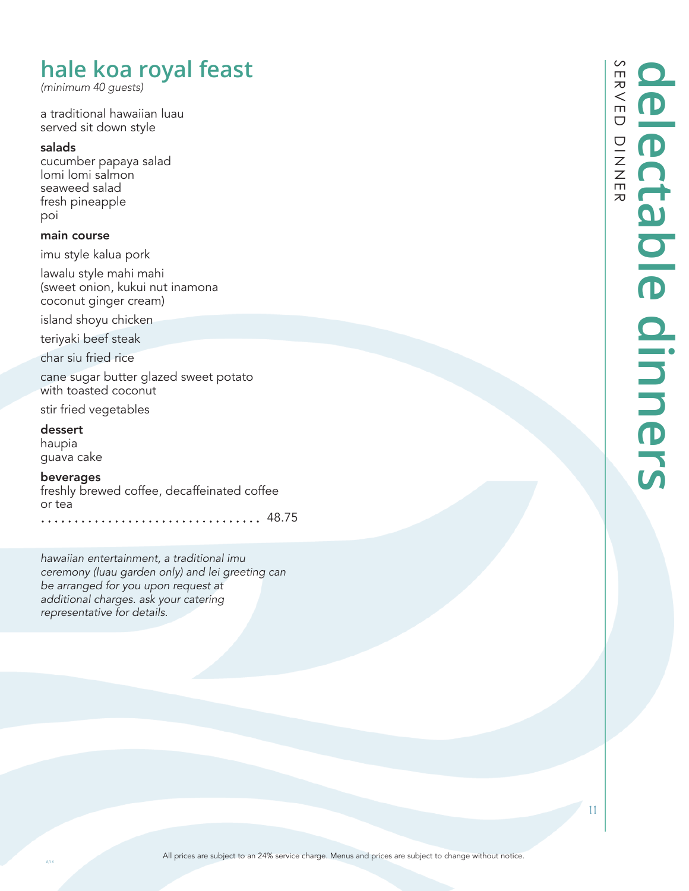# hale koa royal feast

*(minimum 40 guests)*

a traditional hawaiian luau
served sit down style

### salads

cucumber papaya salad
lomi lomi salmon
seaweed salad
fresh pineapple
poi

### main course

imu style kalua pork

lawalu style mahi mahi
(sweet onion, kukui nut inamona
coconut ginger cream)

island shoyu chicken

teriyaki beef steak

char siu fried rice

cane sugar butter glazed sweet potato
with toasted coconut

stir fried vegetables

### dessert

haupia
guava cake

### beverages

freshly brewed coffee, decaffeinated coffee
or tea
. . . . . . . . . . . . . . . . . . . . . . . . . . . . . . . . . . 48.75

*hawaiian entertainment, a traditional imu ceremony (luau garden only) and lei greeting can be arranged for you upon request at additional charges. ask your catering representative for details.*

All prices are subject to an 24% service charge. Menus and prices are subject to change without notice.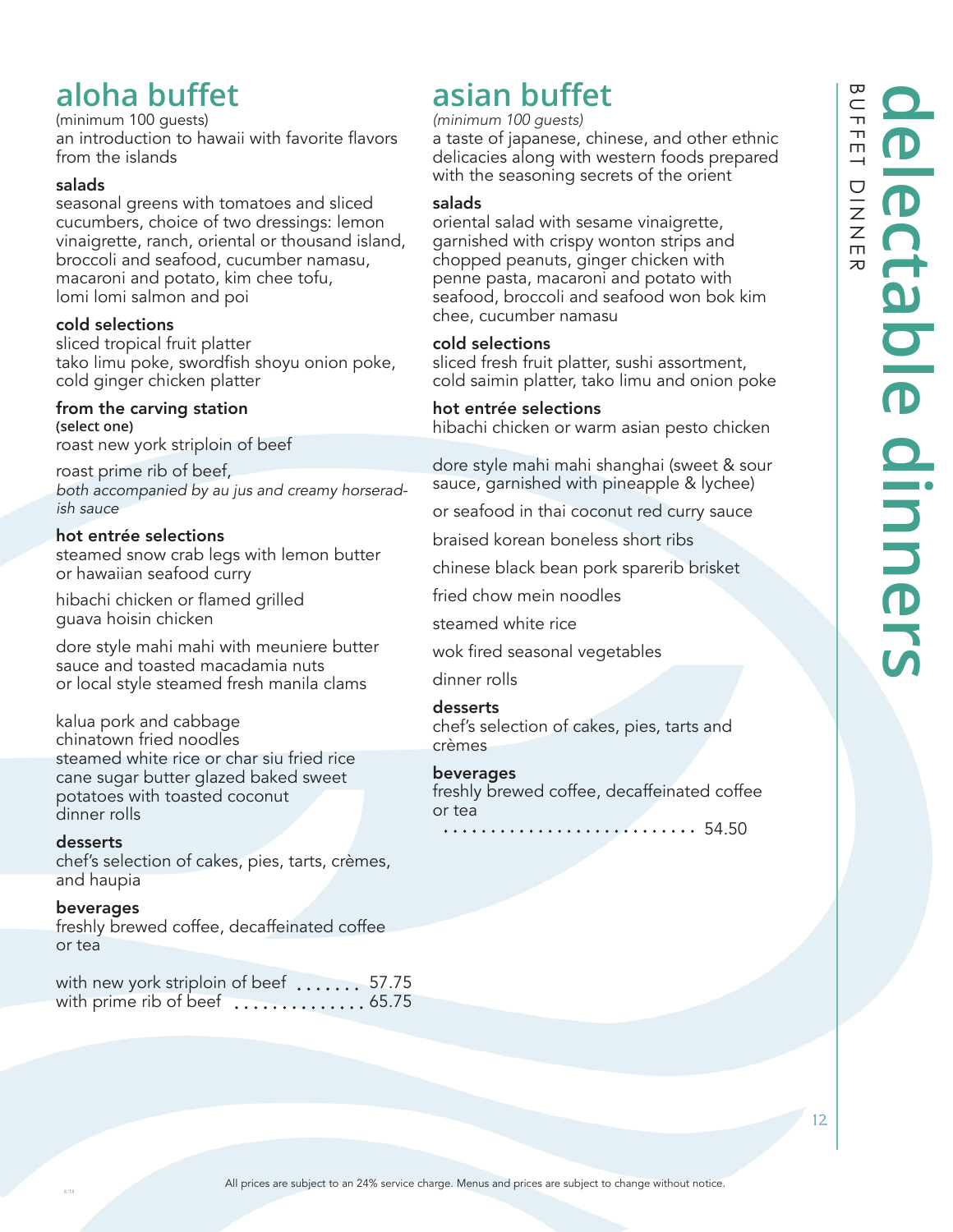# delectable dinners

BUFFET DINNER

## aloha buffet

(minimum 100 guests)
an introduction to hawaii with favorite flavors from the islands

### salads

seasonal greens with tomatoes and sliced cucumbers, choice of two dressings: lemon vinaigrette, ranch, oriental or thousand island, broccoli and seafood, cucumber namasu, macaroni and potato, kim chee tofu, lomi lomi salmon and poi

### cold selections

sliced tropical fruit platter
tako limu poke, swordfish shoyu onion poke, cold ginger chicken platter

### from the carving station

**(select one)**

roast new york striploin of beef

roast prime rib of beef,
*both accompanied by au jus and creamy horseradish sauce*

### hot entrée selections

steamed snow crab legs with lemon butter or hawaiian seafood curry

hibachi chicken or flamed grilled guava hoisin chicken

dore style mahi mahi with meuniere butter sauce and toasted macadamia nuts or local style steamed fresh manila clams

kalua pork and cabbage
chinatown fried noodles
steamed white rice or char siu fried rice
cane sugar butter glazed baked sweet potatoes with toasted coconut
dinner rolls

### desserts

chef's selection of cakes, pies, tarts, crèmes, and haupia

### beverages

freshly brewed coffee, decaffeinated coffee or tea

with new york striploin of beef ....... 57.75
with prime rib of beef .............. 65.75

## asian buffet

*(minimum 100 guests)*
a taste of japanese, chinese, and other ethnic delicacies along with western foods prepared with the seasoning secrets of the orient

### salads

oriental salad with sesame vinaigrette, garnished with crispy wonton strips and chopped peanuts, ginger chicken with penne pasta, macaroni and potato with seafood, broccoli and seafood won bok kim chee, cucumber namasu

### cold selections

sliced fresh fruit platter, sushi assortment, cold saimin platter, tako limu and onion poke

### hot entrée selections

hibachi chicken or warm asian pesto chicken

dore style mahi mahi shanghai (sweet & sour sauce, garnished with pineapple & lychee)

or seafood in thai coconut red curry sauce

braised korean boneless short ribs

chinese black bean pork sparerib brisket

fried chow mein noodles

steamed white rice

wok fired seasonal vegetables

dinner rolls

### desserts

chef's selection of cakes, pies, tarts and crèmes

### beverages

freshly brewed coffee, decaffeinated coffee or tea

............................ 54.50

All prices are subject to an 24% service charge. Menus and prices are subject to change without notice.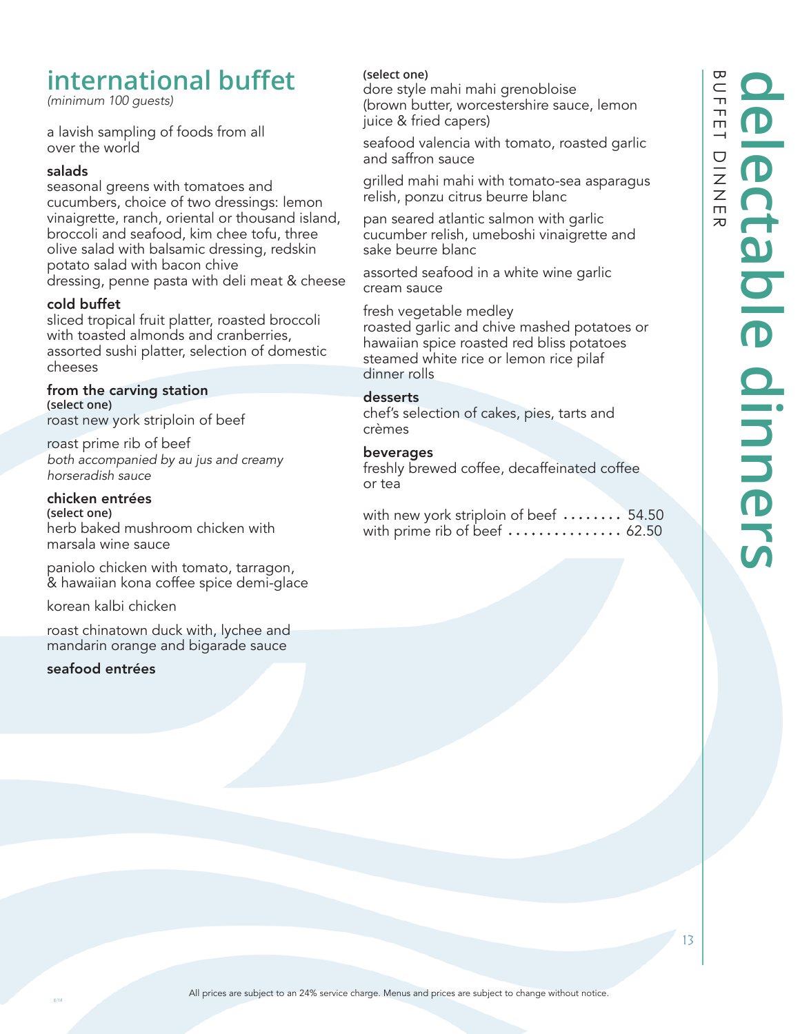# international buffet

*(minimum 100 guests)*

a lavish sampling of foods from all over the world

### salads

seasonal greens with tomatoes and cucumbers, choice of two dressings: lemon vinaigrette, ranch, oriental or thousand island, broccoli and seafood, kim chee tofu, three olive salad with balsamic dressing, redskin potato salad with bacon chive dressing, penne pasta with deli meat & cheese

### cold buffet

sliced tropical fruit platter, roasted broccoli with toasted almonds and cranberries, assorted sushi platter, selection of domestic cheeses

### from the carving station

**(select one)**

roast new york striploin of beef

roast prime rib of beef

*both accompanied by au jus and creamy horseradish sauce*

### chicken entrées

**(select one)**

herb baked mushroom chicken with marsala wine sauce

paniolo chicken with tomato, tarragon, & hawaiian kona coffee spice demi-glace

korean kalbi chicken

roast chinatown duck with, lychee and mandarin orange and bigarade sauce

### seafood entrées

**(select one)**

dore style mahi mahi grenobloise (brown butter, worcestershire sauce, lemon juice & fried capers)

seafood valencia with tomato, roasted garlic and saffron sauce

grilled mahi mahi with tomato-sea asparagus relish, ponzu citrus beurre blanc

pan seared atlantic salmon with garlic cucumber relish, umeboshi vinaigrette and sake beurre blanc

assorted seafood in a white wine garlic cream sauce

fresh vegetable medley

roasted garlic and chive mashed potatoes or hawaiian spice roasted red bliss potatoes

steamed white rice or lemon rice pilaf

dinner rolls

### desserts

chef's selection of cakes, pies, tarts and crèmes

### beverages

freshly brewed coffee, decaffeinated coffee or tea

with new york striploin of beef ........ 54.50

with prime rib of beef ................ 62.50

All prices are subject to an 24% service charge. Menus and prices are subject to change without notice.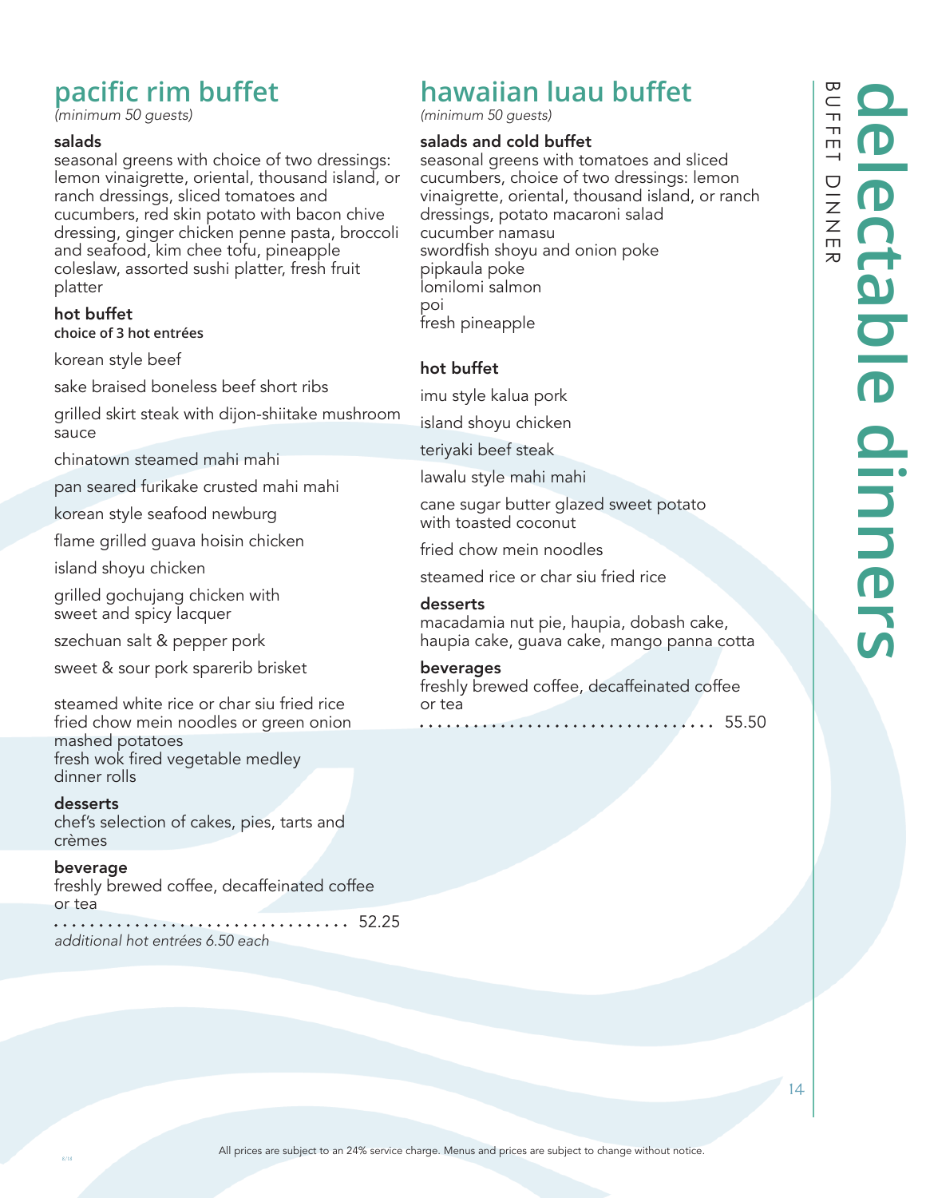# delectable dinners

BUFFET DINNER

## pacific rim buffet

*(minimum 50 guests)*

### salads

seasonal greens with choice of two dressings: lemon vinaigrette, oriental, thousand island, or ranch dressings, sliced tomatoes and cucumbers, red skin potato with bacon chive dressing, ginger chicken penne pasta, broccoli and seafood, kim chee tofu, pineapple coleslaw, assorted sushi platter, fresh fruit platter

### hot buffet

**choice of 3 hot entrées**

korean style beef

sake braised boneless beef short ribs

grilled skirt steak with dijon-shiitake mushroom sauce

chinatown steamed mahi mahi

pan seared furikake crusted mahi mahi

korean style seafood newburg

flame grilled guava hoisin chicken

island shoyu chicken

grilled gochujang chicken with sweet and spicy lacquer

szechuan salt & pepper pork

sweet & sour pork sparerib brisket

steamed white rice or char siu fried rice
fried chow mein noodles or green onion mashed potatoes
fresh wok fired vegetable medley
dinner rolls

### desserts

chef's selection of cakes, pies, tarts and crèmes

### beverage

freshly brewed coffee, decaffeinated coffee or tea

. . . . . . . . . . . . . . . . . . . . . . . . . . . . . . . . . . . 52.25

*additional hot entrées 6.50 each*

## hawaiian luau buffet

*(minimum 50 guests)*

### salads and cold buffet

seasonal greens with tomatoes and sliced cucumbers, choice of two dressings: lemon vinaigrette, oriental, thousand island, or ranch dressings, potato macaroni salad
cucumber namasu
swordfish shoyu and onion poke
pipkaula poke
lomilomi salmon
poi
fresh pineapple

### hot buffet

imu style kalua pork

island shoyu chicken

teriyaki beef steak

lawalu style mahi mahi

cane sugar butter glazed sweet potato with toasted coconut

fried chow mein noodles

steamed rice or char siu fried rice

### desserts

macadamia nut pie, haupia, dobash cake, haupia cake, guava cake, mango panna cotta

### beverages

freshly brewed coffee, decaffeinated coffee or tea

. . . . . . . . . . . . . . . . . . . . . . . . . . . . . . . . . . . 55.50

All prices are subject to an 24% service charge. Menus and prices are subject to change without notice.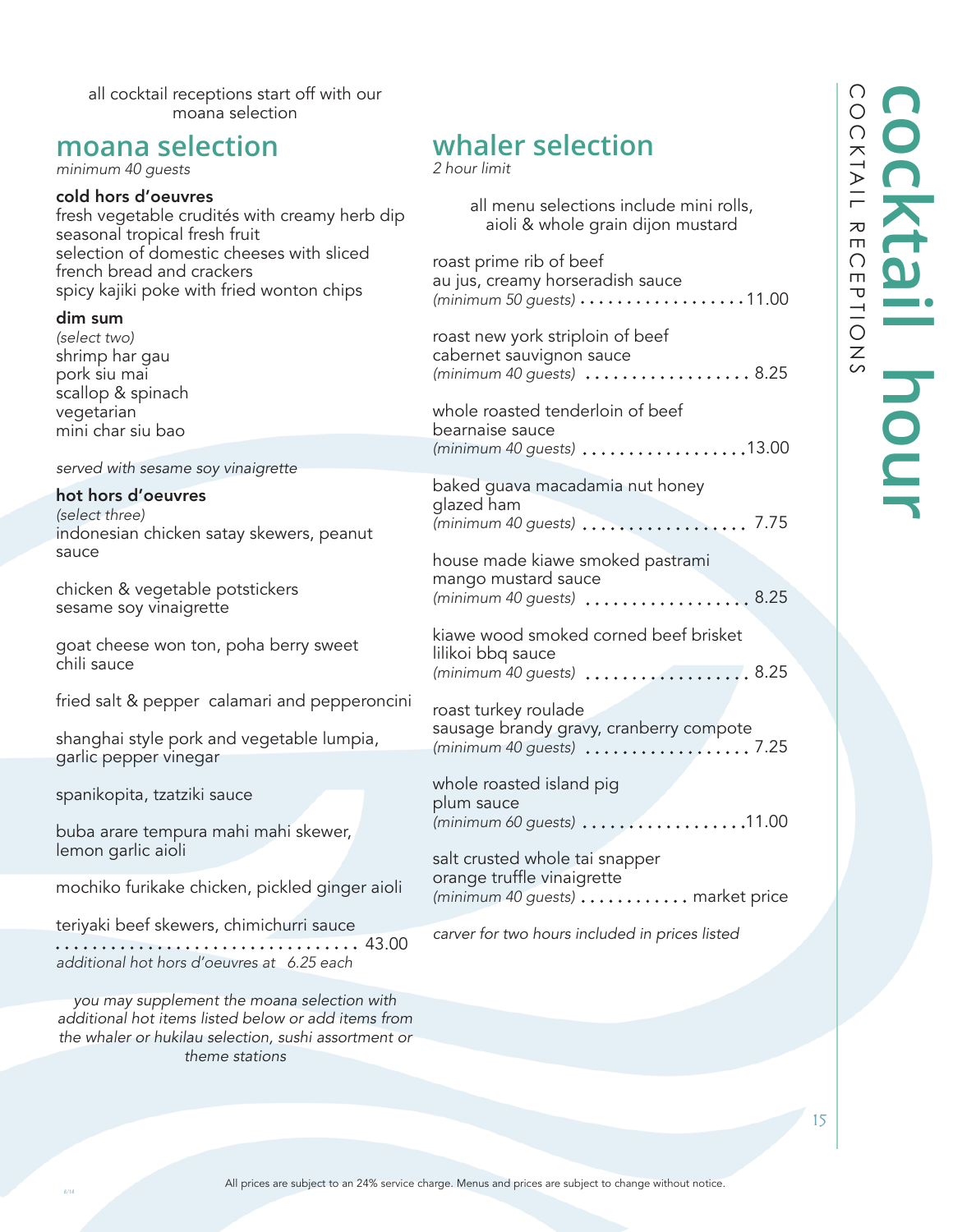# cocktail hour

## COCKTAIL RECEPTIONS

all cocktail receptions start off with our moana selection

## moana selection

*minimum 40 guests*

**cold hors d'oeuvres**

fresh vegetable crudités with creamy herb dip
seasonal tropical fresh fruit
selection of domestic cheeses with sliced french bread and crackers
spicy kajiki poke with fried wonton chips

**dim sum**

*(select two)*
shrimp har gau
pork siu mai
scallop & spinach
vegetarian
mini char siu bao

*served with sesame soy vinaigrette*

**hot hors d'oeuvres**

*(select three)*

indonesian chicken satay skewers, peanut sauce

chicken & vegetable potstickers
sesame soy vinaigrette

goat cheese won ton, poha berry sweet chili sauce

fried salt & pepper calamari and pepperoncini

shanghai style pork and vegetable lumpia, garlic pepper vinegar

spanikopita, tzatziki sauce

buba arare tempura mahi mahi skewer, lemon garlic aioli

mochiko furikake chicken, pickled ginger aioli

teriyaki beef skewers, chimichurri sauce

.................................. 43.00

*additional hot hors d'oeuvres at 6.25 each*

*you may supplement the moana selection with additional hot items listed below or add items from the whaler or hukilau selection, sushi assortment or theme stations*

## whaler selection

*2 hour limit*

all menu selections include mini rolls, aioli & whole grain dijon mustard

roast prime rib of beef
au jus, creamy horseradish sauce
*(minimum 50 guests)* .................. 11.00

roast new york striploin of beef
cabernet sauvignon sauce
*(minimum 40 guests)* .................. 8.25

whole roasted tenderloin of beef
bearnaise sauce
*(minimum 40 guests)* .................. 13.00

baked guava macadamia nut honey glazed ham
*(minimum 40 guests)* .................. 7.75

house made kiawe smoked pastrami
mango mustard sauce
*(minimum 40 guests)* .................. 8.25

kiawe wood smoked corned beef brisket
lilikoi bbq sauce
*(minimum 40 guests)* .................. 8.25

roast turkey roulade
sausage brandy gravy, cranberry compote
*(minimum 40 guests)* .................. 7.25

whole roasted island pig
plum sauce
*(minimum 60 guests)* .................. 11.00

salt crusted whole tai snapper
orange truffle vinaigrette
*(minimum 40 guests)* ............ market price

*carver for two hours included in prices listed*

All prices are subject to an 24% service charge. Menus and prices are subject to change without notice.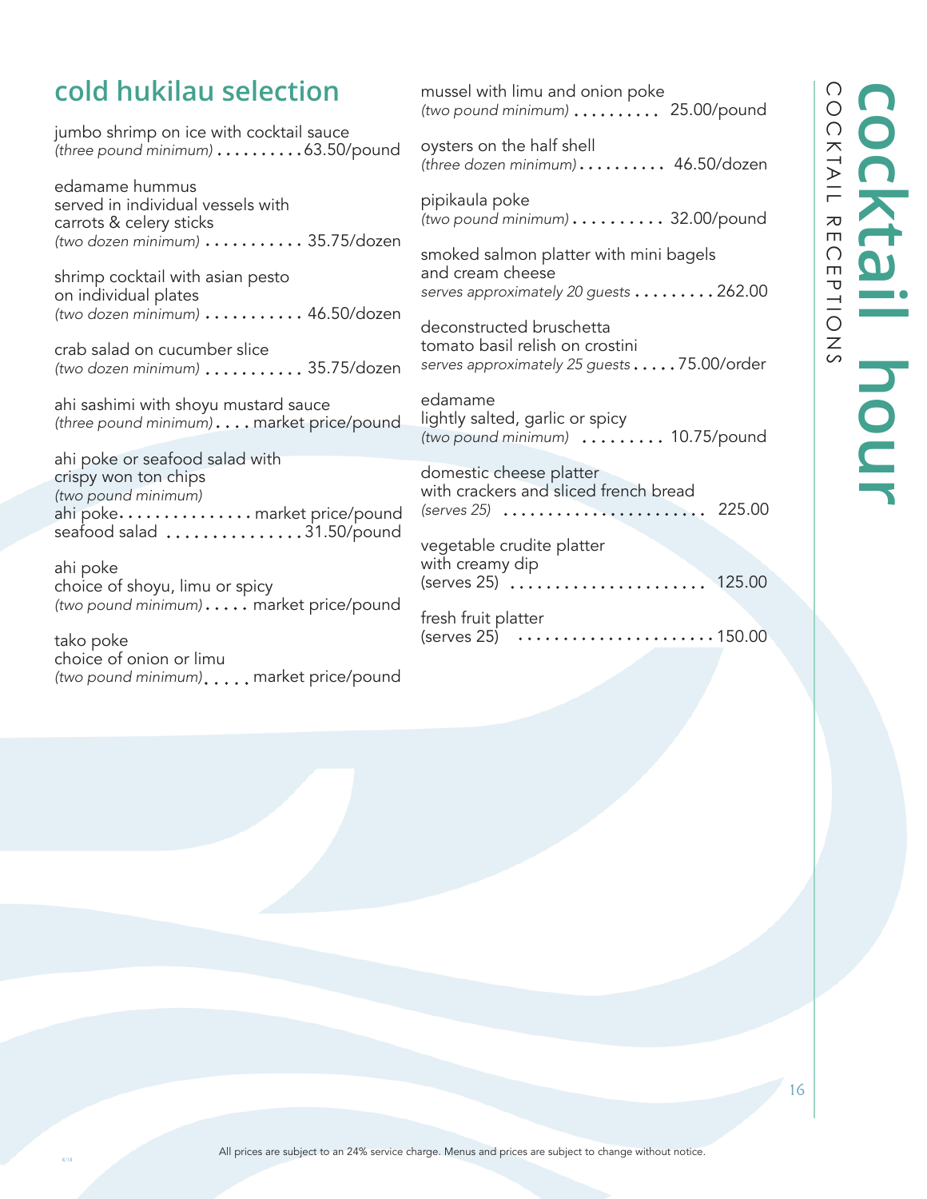# cocktail hour

COCKTAIL RECEPTIONS

## cold hukilau selection

jumbo shrimp on ice with cocktail sauce
*(three pound minimum)* .......... 63.50/pound

edamame hummus
served in individual vessels with carrots & celery sticks
*(two dozen minimum)* ........... 35.75/dozen

shrimp cocktail with asian pesto
on individual plates
*(two dozen minimum)* ........... 46.50/dozen

crab salad on cucumber slice
*(two dozen minimum)* ........... 35.75/dozen

ahi sashimi with shoyu mustard sauce
*(three pound minimum)* .... market price/pound

ahi poke or seafood salad with crispy won ton chips
*(two pound minimum)*
ahi poke............... market price/pound
seafood salad ............... 31.50/pound

ahi poke
choice of shoyu, limu or spicy
*(two pound minimum)* ..... market price/pound

tako poke
choice of onion or limu
*(two pound minimum)*..... market price/pound

mussel with limu and onion poke
*(two pound minimum)* .......... 25.00/pound

oysters on the half shell
*(three dozen minimum)* .......... 46.50/dozen

pipikaula poke
*(two pound minimum)* .......... 32.00/pound

smoked salmon platter with mini bagels and cream cheese
*serves approximately 20 guests* ......... 262.00

deconstructed bruschetta
tomato basil relish on crostini
*serves approximately 25 guests* ..... 75.00/order

edamame
lightly salted, garlic or spicy
*(two pound minimum)* ......... 10.75/pound

domestic cheese platter
with crackers and sliced french bread
*(serves 25)* ....................... 225.00

vegetable crudite platter
with creamy dip
(serves 25) ..................... 125.00

fresh fruit platter
(serves 25) ...................... 150.00

All prices are subject to an 24% service charge. Menus and prices are subject to change without notice.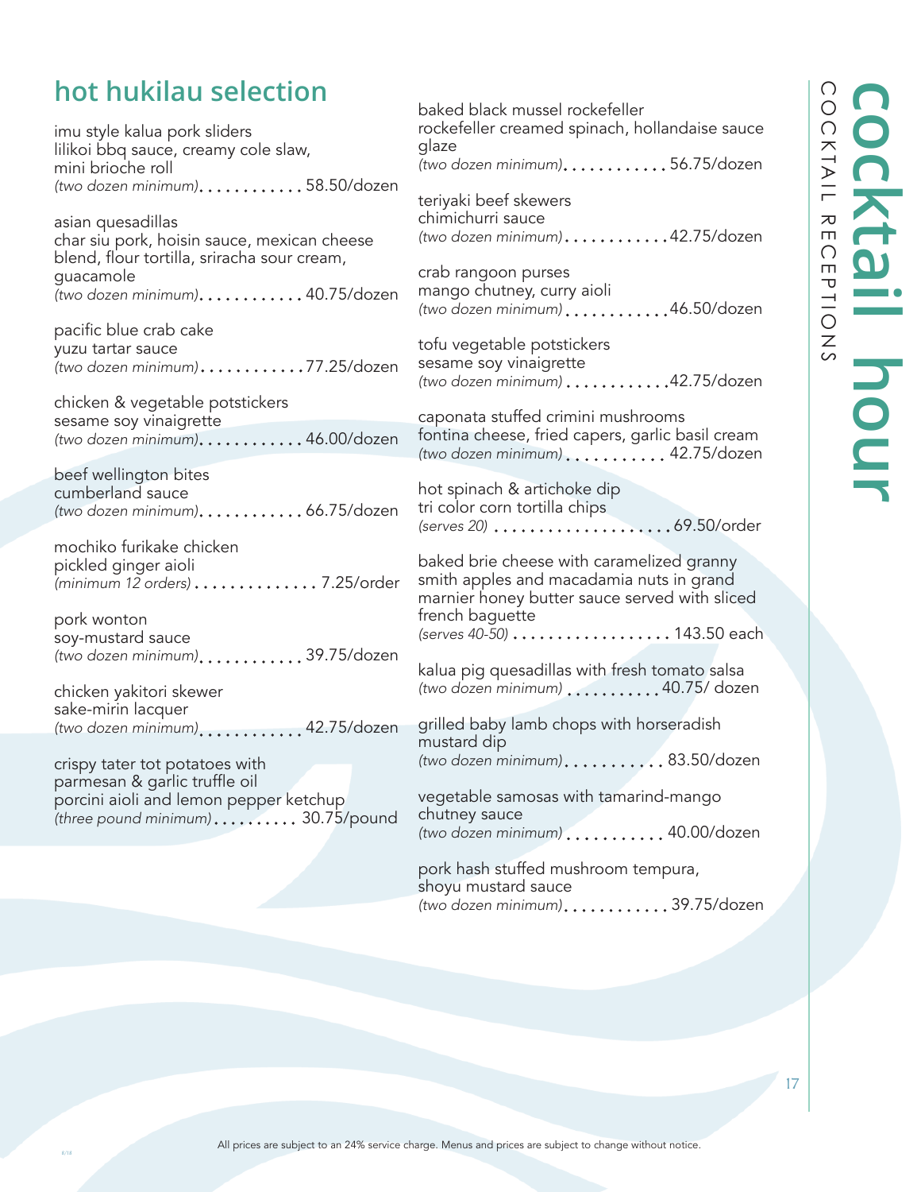## hot hukilau selection

imu style kalua pork sliders
lilikoi bbq sauce, creamy cole slaw, mini brioche roll
*(two dozen minimum)* . . . . . . . . . . . . 58.50/dozen

asian quesadillas
char siu pork, hoisin sauce, mexican cheese blend, flour tortilla, sriracha sour cream, guacamole
*(two dozen minimum)* . . . . . . . . . . . . 40.75/dozen

pacific blue crab cake
yuzu tartar sauce
*(two dozen minimum)* . . . . . . . . . . . . 77.25/dozen

chicken & vegetable potstickers
sesame soy vinaigrette
*(two dozen minimum)* . . . . . . . . . . . . 46.00/dozen

beef wellington bites
cumberland sauce
*(two dozen minimum)* . . . . . . . . . . . . 66.75/dozen

mochiko furikake chicken
pickled ginger aioli
*(minimum 12 orders)* . . . . . . . . . . . . . . 7.25/order

pork wonton
soy-mustard sauce
*(two dozen minimum)* . . . . . . . . . . . . 39.75/dozen

chicken yakitori skewer
sake-mirin lacquer
*(two dozen minimum)* . . . . . . . . . . . . 42.75/dozen

crispy tater tot potatoes with parmesan & garlic truffle oil
porcini aioli and lemon pepper ketchup
*(three pound minimum)* . . . . . . . . . . 30.75/pound

baked black mussel rockefeller
rockefeller creamed spinach, hollandaise sauce glaze
*(two dozen minimum)* . . . . . . . . . . . . 56.75/dozen

teriyaki beef skewers
chimichurri sauce
*(two dozen minimum)* . . . . . . . . . . . . 42.75/dozen

crab rangoon purses
mango chutney, curry aioli
*(two dozen minimum)* . . . . . . . . . . . . 46.50/dozen

tofu vegetable potstickers
sesame soy vinaigrette
*(two dozen minimum)* . . . . . . . . . . . . 42.75/dozen

caponata stuffed crimini mushrooms
fontina cheese, fried capers, garlic basil cream
*(two dozen minimum)* . . . . . . . . . . . 42.75/dozen

hot spinach & artichoke dip
tri color corn tortilla chips
*(serves 20)* . . . . . . . . . . . . . . . . . . . . . 69.50/order

baked brie cheese with caramelized granny smith apples and macadamia nuts in grand marnier honey butter sauce served with sliced french baguette
*(serves 40-50)* . . . . . . . . . . . . . . . . . . 143.50 each

kalua pig quesadillas with fresh tomato salsa
*(two dozen minimum)* . . . . . . . . . . . 40.75/ dozen

grilled baby lamb chops with horseradish mustard dip
*(two dozen minimum)* . . . . . . . . . . . 83.50/dozen

vegetable samosas with tamarind-mango chutney sauce
*(two dozen minimum)* . . . . . . . . . . . 40.00/dozen

pork hash stuffed mushroom tempura, shoyu mustard sauce
*(two dozen minimum)* . . . . . . . . . . . . 39.75/dozen

All prices are subject to an 24% service charge. Menus and prices are subject to change without notice.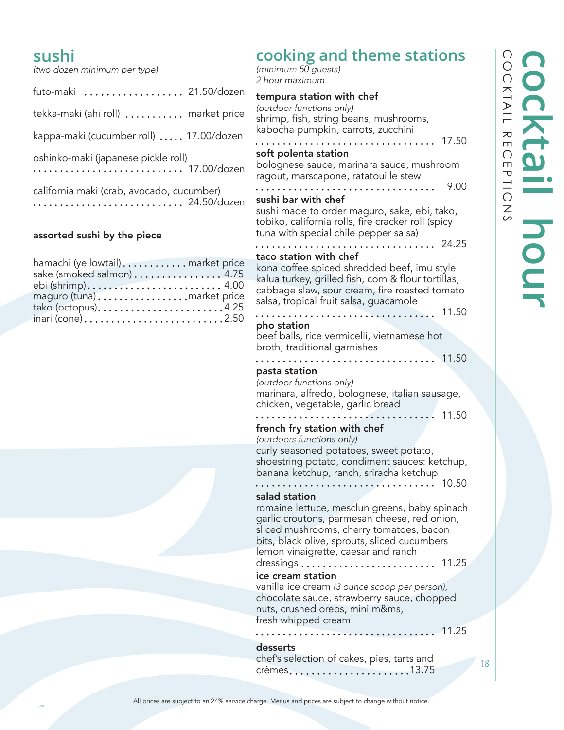# cocktail hour

COCKTAIL RECEPTIONS

## sushi

*(two dozen minimum per type)*

futo-maki ................... 21.50/dozen

tekka-maki (ahi roll) ........... market price

kappa-maki (cucumber roll) ..... 17.00/dozen

oshinko-maki (japanese pickle roll) ............................ 17.00/dozen

california maki (crab, avocado, cucumber) ............................ 24.50/dozen

### assorted sushi by the piece

hamachi (yellowtail)............ market price
sake (smoked salmon) ................ 4.75
ebi (shrimp)......................... 4.00
maguro (tuna).................market price
tako (octopus)........................4.25
inari (cone)..........................2.50

## cooking and theme stations

*(minimum 50 guests)*
*2 hour maximum*

**tempura station with chef**
*(outdoor functions only)*
shrimp, fish, string beans, mushrooms, kabocha pumpkin, carrots, zucchini
.................................. 17.50

**soft polenta station**
bolognese sauce, marinara sauce, mushroom ragout, marscapone, ratatouille stew
.................................. 9.00

**sushi bar with chef**
sushi made to order maguro, sake, ebi, tako, tobiko, california rolls, fire cracker roll (spicy tuna with special chile pepper salsa)
.................................. 24.25

**taco station with chef**
kona coffee spiced shredded beef, imu style kalua turkey, grilled fish, corn & flour tortillas, cabbage slaw, sour cream, fire roasted tomato salsa, tropical fruit salsa, guacamole
.................................. 11.50

**pho station**
beef balls, rice vermicelli, vietnamese hot broth, traditional garnishes
.................................. 11.50

**pasta station**
*(outdoor functions only)*
marinara, alfredo, bolognese, italian sausage, chicken, vegetable, garlic bread
.................................. 11.50

**french fry station with chef**
*(outdoors functions only)*
curly seasoned potatoes, sweet potato, shoestring potato, condiment sauces: ketchup, banana ketchup, ranch, sriracha ketchup
.................................. 10.50

**salad station**
romaine lettuce, mesclun greens, baby spinach garlic croutons, parmesan cheese, red onion, sliced mushrooms, cherry tomatoes, bacon bits, black olive, sprouts, sliced cucumbers lemon vinaigrette, caesar and ranch dressings .......................... 11.25

**ice cream station**
vanilla ice cream *(3 ounce scoop per person)*, chocolate sauce, strawberry sauce, chopped nuts, crushed oreos, mini m&ms, fresh whipped cream
.................................. 11.25

**desserts**
chef's selection of cakes, pies, tarts and crèmes.......................13.75

All prices are subject to an 24% service charge. Menus and prices are subject to change without notice.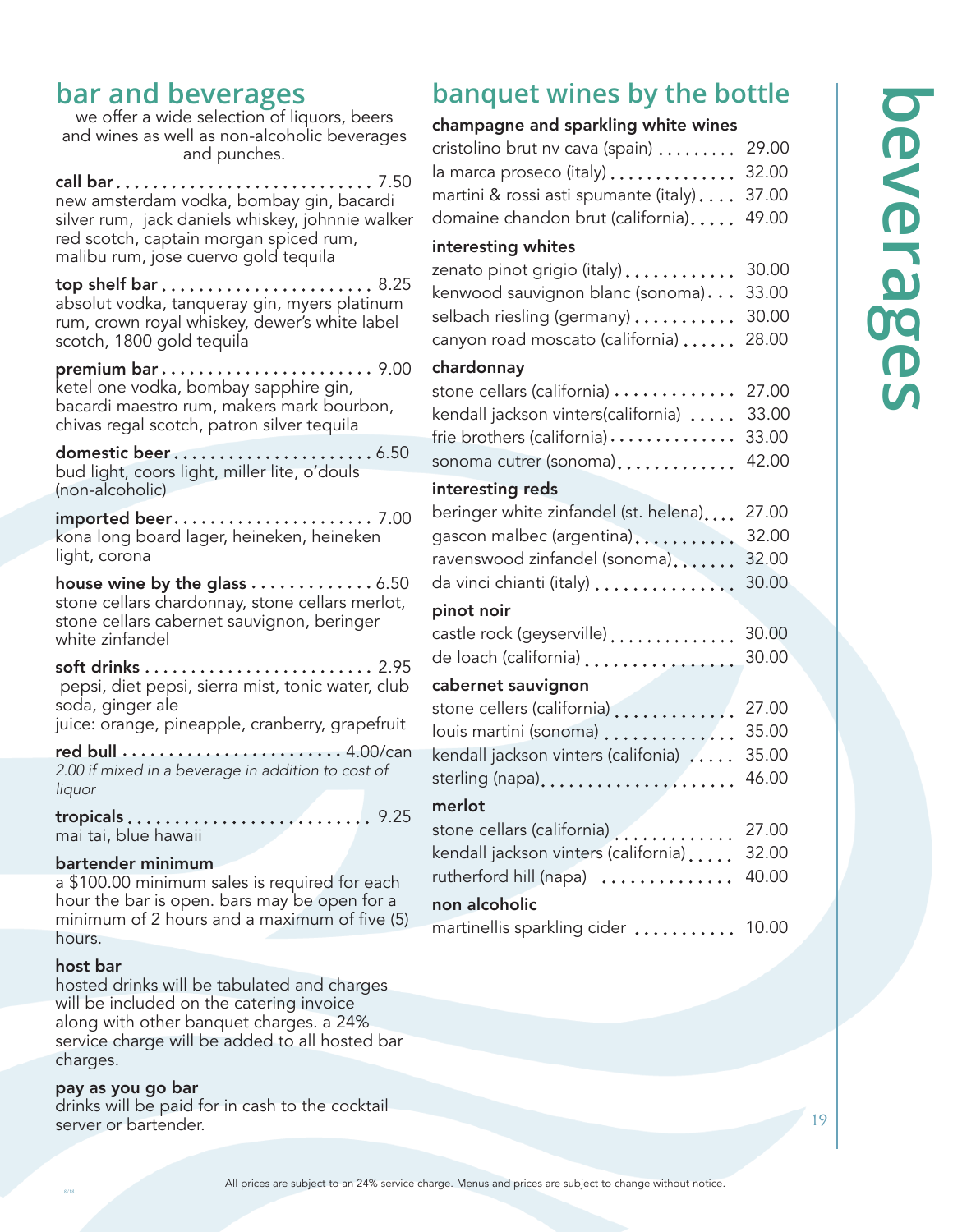# beverages

## bar and beverages

we offer a wide selection of liquors, beers and wines as well as non-alcoholic beverages and punches.

**call bar** ............................ 7.50
new amsterdam vodka, bombay gin, bacardi silver rum, jack daniels whiskey, johnnie walker red scotch, captain morgan spiced rum, malibu rum, jose cuervo gold tequila

**top shelf bar** ....................... 8.25
absolut vodka, tanqueray gin, myers platinum rum, crown royal whiskey, dewer's white label scotch, 1800 gold tequila

**premium bar** ....................... 9.00
ketel one vodka, bombay sapphire gin, bacardi maestro rum, makers mark bourbon, chivas regal scotch, patron silver tequila

**domestic beer** ...................... 6.50
bud light, coors light, miller lite, o'douls (non-alcoholic)

**imported beer** ...................... 7.00
kona long board lager, heineken, heineken light, corona

**house wine by the glass** ............. 6.50
stone cellars chardonnay, stone cellars merlot, stone cellars cabernet sauvignon, beringer white zinfandel

**soft drinks** ......................... 2.95
pepsi, diet pepsi, sierra mist, tonic water, club soda, ginger ale
juice: orange, pineapple, cranberry, grapefruit

**red bull** ........................ 4.00/can
*2.00 if mixed in a beverage in addition to cost of liquor*

**tropicals** .......................... 9.25
mai tai, blue hawaii

**bartender minimum**
a $100.00 minimum sales is required for each hour the bar is open. bars may be open for a minimum of 2 hours and a maximum of five (5) hours.

**host bar**
hosted drinks will be tabulated and charges will be included on the catering invoice along with other banquet charges. a 24% service charge will be added to all hosted bar charges.

**pay as you go bar**
drinks will be paid for in cash to the cocktail server or bartender.

## banquet wines by the bottle

### champagne and sparkling white wines

cristolino brut nv cava (spain) ......... 29.00
la marca proseco (italy) .............. 32.00
martini & rossi asti spumante (italy) .... 37.00
domaine chandon brut (california) ..... 49.00

### interesting whites

zenato pinot grigio (italy) ............ 30.00
kenwood sauvignon blanc (sonoma) ... 33.00
selbach riesling (germany) ........... 30.00
canyon road moscato (california) ...... 28.00

### chardonnay

stone cellars (california) ............. 27.00
kendall jackson vinters(california) ..... 33.00
frie brothers (california) .............. 33.00
sonoma cutrer (sonoma) ............. 42.00

### interesting reds

beringer white zinfandel (st. helena) .... 27.00
gascon malbec (argentina) ........... 32.00
ravenswood zinfandel (sonoma) ....... 32.00
da vinci chianti (italy) ............... 30.00

### pinot noir

castle rock (geyserville) .............. 30.00
de loach (california) ................ 30.00

### cabernet sauvignon

stone cellers (california) ............. 27.00
louis martini (sonoma) .............. 35.00
kendall jackson vinters (califonia) ..... 35.00
sterling (napa) ..................... 46.00

### merlot

stone cellars (california) ............. 27.00
kendall jackson vinters (california) ..... 32.00
rutherford hill (napa) .............. 40.00

### non alcoholic

martinellis sparkling cider ........... 10.00

All prices are subject to an 24% service charge. Menus and prices are subject to change without notice.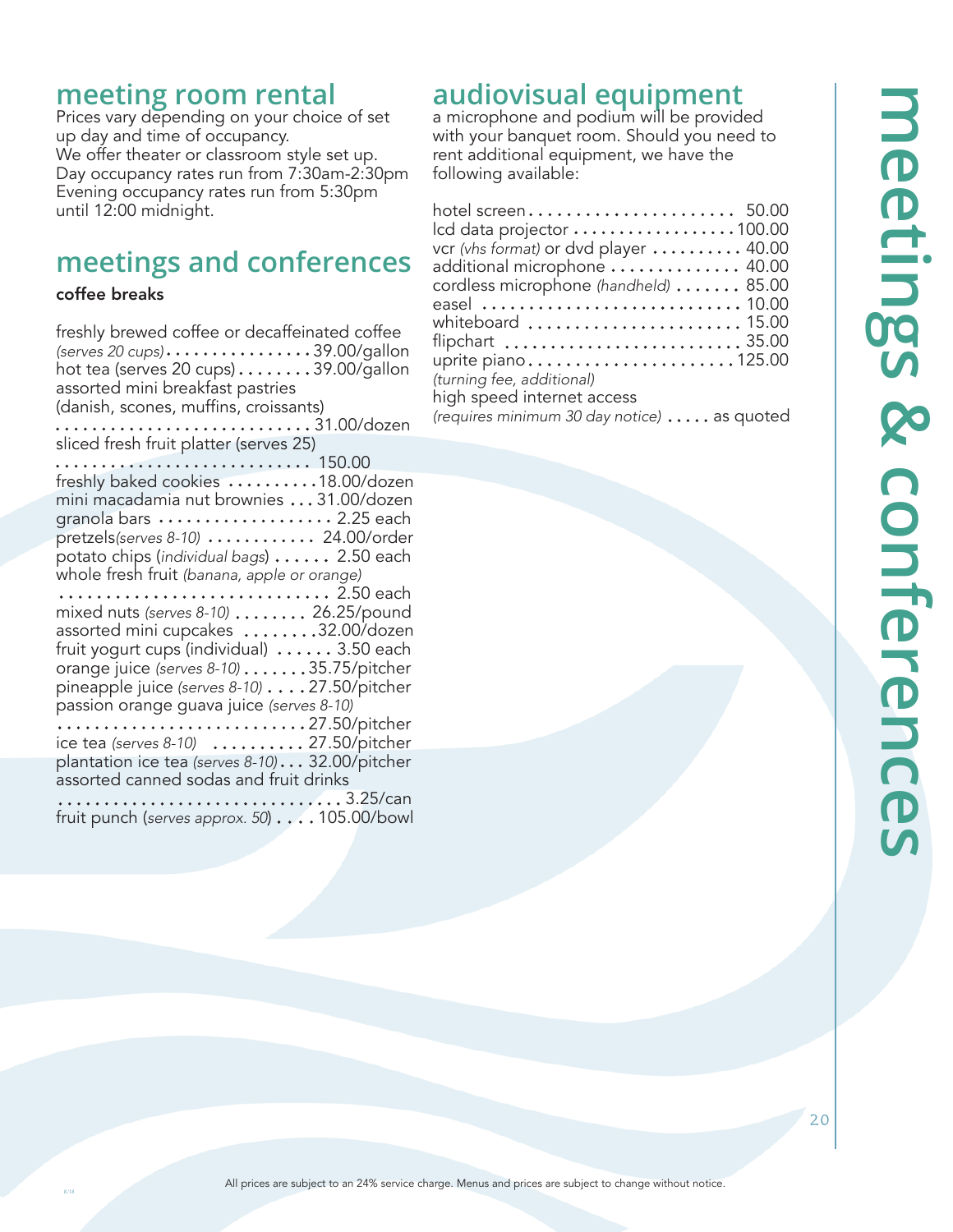## meeting room rental

Prices vary depending on your choice of set up day and time of occupancy.
We offer theater or classroom style set up.
Day occupancy rates run from 7:30am-2:30pm
Evening occupancy rates run from 5:30pm until 12:00 midnight.

## meetings and conferences

### coffee breaks

freshly brewed coffee or decaffeinated coffee *(serves 20 cups)* ................ 39.00/gallon
hot tea (serves 20 cups) ........ 39.00/gallon
assorted mini breakfast pastries (danish, scones, muffins, croissants) ............................ 31.00/dozen
sliced fresh fruit platter (serves 25) ............................ 150.00
freshly baked cookies .......... 18.00/dozen
mini macadamia nut brownies ... 31.00/dozen
granola bars ................... 2.25 each
pretzels *(serves 8-10)* ............ 24.00/order
potato chips (*individual bags*) ...... 2.50 each
whole fresh fruit *(banana, apple or orange)* .............................. 2.50 each
mixed nuts *(serves 8-10)* ........ 26.25/pound
assorted mini cupcakes ........ 32.00/dozen
fruit yogurt cups (individual) ...... 3.50 each
orange juice *(serves 8-10)* ....... 35.75/pitcher
pineapple juice *(serves 8-10)* .... 27.50/pitcher
passion orange guava juice *(serves 8-10)* ........................... 27.50/pitcher
ice tea *(serves 8-10)* .......... 27.50/pitcher
plantation ice tea *(serves 8-10)* ... 32.00/pitcher
assorted canned sodas and fruit drinks ............................... 3.25/can
fruit punch (*serves approx. 50*) .... 105.00/bowl

## audiovisual equipment

a microphone and podium will be provided with your banquet room. Should you need to rent additional equipment, we have the following available:

hotel screen ...................... 50.00
lcd data projector .................. 100.00
vcr *(vhs format)* or dvd player .......... 40.00
additional microphone .............. 40.00
cordless microphone *(handheld)* ....... 85.00
easel ............................ 10.00
whiteboard ....................... 15.00
flipchart ........................ 35.00
uprite piano ...................... 125.00
*(turning fee, additional)*
high speed internet access
*(requires minimum 30 day notice)* ..... as quoted

All prices are subject to an 24% service charge. Menus and prices are subject to change without notice.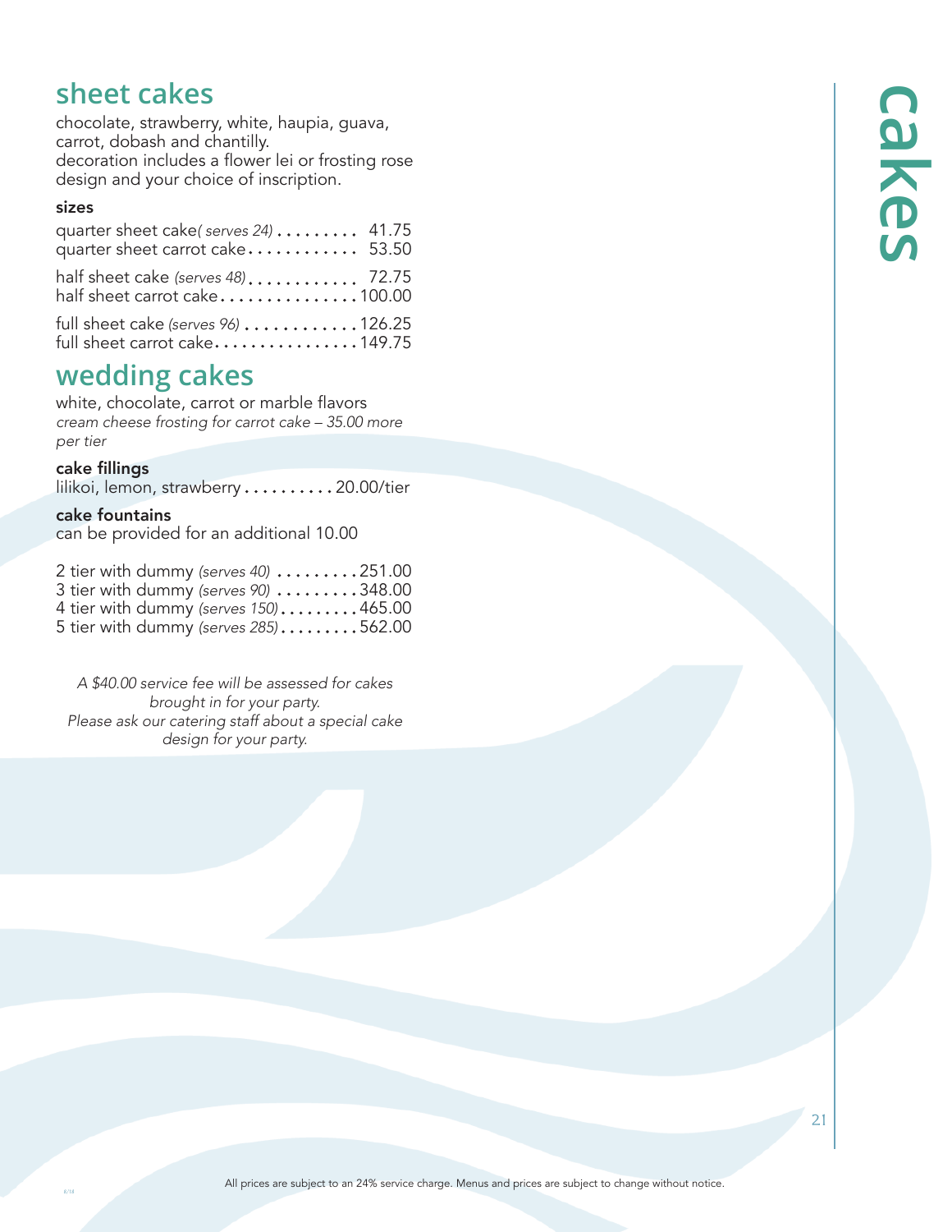## sheet cakes

chocolate, strawberry, white, haupia, guava, carrot, dobash and chantilly.
decoration includes a flower lei or frosting rose design and your choice of inscription.

### sizes

quarter sheet cake *( serves 24)* .......... 41.75
quarter sheet carrot cake .......... 53.50

half sheet cake *(serves 48)* .......... 72.75
half sheet carrot cake .......... 100.00

full sheet cake *(serves 96)* .......... 126.25
full sheet carrot cake .......... 149.75

## wedding cakes

white, chocolate, carrot or marble flavors
*cream cheese frosting for carrot cake – 35.00 more per tier*

**cake fillings**
lilikoi, lemon, strawberry .......... 20.00/tier

**cake fountains**
can be provided for an additional 10.00

2 tier with dummy *(serves 40)* .......... 251.00
3 tier with dummy *(serves 90)* .......... 348.00
4 tier with dummy *(serves 150)* .......... 465.00
5 tier with dummy *(serves 285)* .......... 562.00

*A $40.00 service fee will be assessed for cakes brought in for your party.*
*Please ask our catering staff about a special cake design for your party.*

# cakes

All prices are subject to an 24% service charge. Menus and prices are subject to change without notice.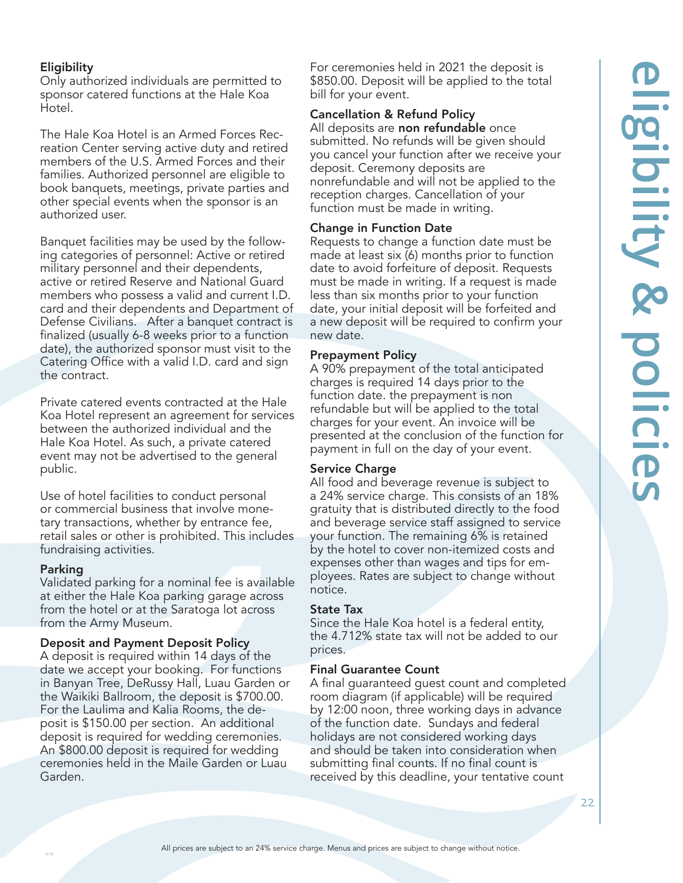# eligibility & policies

### Eligibility

Only authorized individuals are permitted to sponsor catered functions at the Hale Koa Hotel.

The Hale Koa Hotel is an Armed Forces Recreation Center serving active duty and retired members of the U.S. Armed Forces and their families. Authorized personnel are eligible to book banquets, meetings, private parties and other special events when the sponsor is an authorized user.

Banquet facilities may be used by the following categories of personnel: Active or retired military personnel and their dependents, active or retired Reserve and National Guard members who possess a valid and current I.D. card and their dependents and Department of Defense Civilians. After a banquet contract is finalized (usually 6-8 weeks prior to a function date), the authorized sponsor must visit to the Catering Office with a valid I.D. card and sign the contract.

Private catered events contracted at the Hale Koa Hotel represent an agreement for services between the authorized individual and the Hale Koa Hotel. As such, a private catered event may not be advertised to the general public.

Use of hotel facilities to conduct personal or commercial business that involve monetary transactions, whether by entrance fee, retail sales or other is prohibited. This includes fundraising activities.

### Parking

Validated parking for a nominal fee is available at either the Hale Koa parking garage across from the hotel or at the Saratoga lot across from the Army Museum.

### Deposit and Payment Deposit Policy

A deposit is required within 14 days of the date we accept your booking. For functions in Banyan Tree, DeRussy Hall, Luau Garden or the Waikiki Ballroom, the deposit is $700.00. For the Laulima and Kalia Rooms, the deposit is $150.00 per section. An additional deposit is required for wedding ceremonies. An $800.00 deposit is required for wedding ceremonies held in the Maile Garden or Luau Garden.

For ceremonies held in 2021 the deposit is $850.00. Deposit will be applied to the total bill for your event.

### Cancellation & Refund Policy

All deposits are **non refundable** once submitted. No refunds will be given should you cancel your function after we receive your deposit. Ceremony deposits are nonrefundable and will not be applied to the reception charges. Cancellation of your function must be made in writing.

### Change in Function Date

Requests to change a function date must be made at least six (6) months prior to function date to avoid forfeiture of deposit. Requests must be made in writing. If a request is made less than six months prior to your function date, your initial deposit will be forfeited and a new deposit will be required to confirm your new date.

### Prepayment Policy

A 90% prepayment of the total anticipated charges is required 14 days prior to the function date. the prepayment is non refundable but will be applied to the total charges for your event. An invoice will be presented at the conclusion of the function for payment in full on the day of your event.

### Service Charge

All food and beverage revenue is subject to a 24% service charge. This consists of an 18% gratuity that is distributed directly to the food and beverage service staff assigned to service your function. The remaining 6% is retained by the hotel to cover non-itemized costs and expenses other than wages and tips for employees. Rates are subject to change without notice.

### State Tax

Since the Hale Koa hotel is a federal entity, the 4.712% state tax will not be added to our prices.

### Final Guarantee Count

A final guaranteed guest count and completed room diagram (if applicable) will be required by 12:00 noon, three working days in advance of the function date. Sundays and federal holidays are not considered working days and should be taken into consideration when submitting final counts. If no final count is received by this deadline, your tentative count

All prices are subject to an 24% service charge. Menus and prices are subject to change without notice.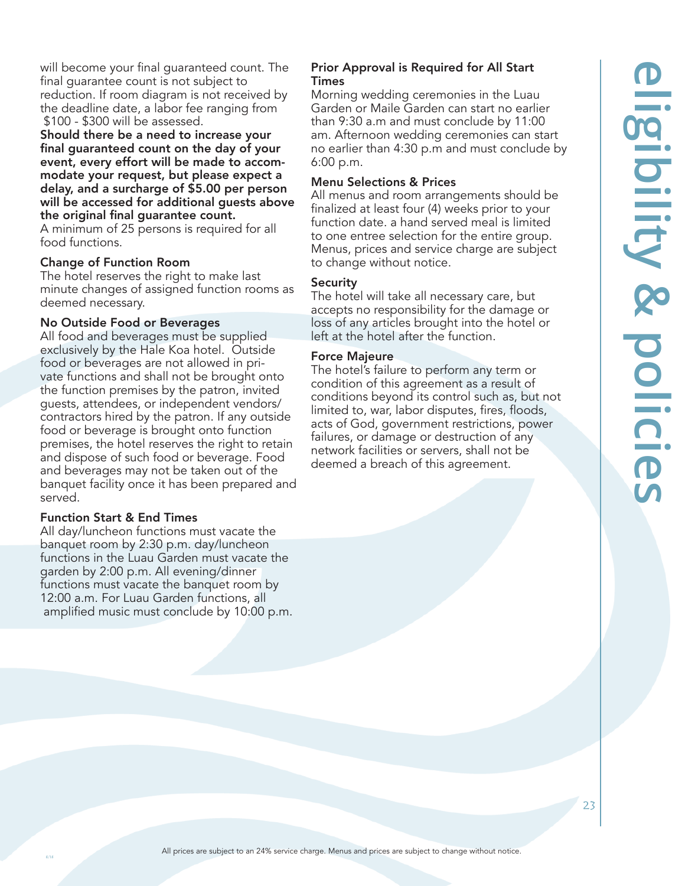will become your final guaranteed count. The final guarantee count is not subject to reduction. If room diagram is not received by the deadline date, a labor fee ranging from $100 - $300 will be assessed.

**Should there be a need to increase your final guaranteed count on the day of your event, every effort will be made to accommodate your request, but please expect a delay, and a surcharge of $5.00 per person will be accessed for additional guests above the original final guarantee count.**

A minimum of 25 persons is required for all food functions.

### Change of Function Room

The hotel reserves the right to make last minute changes of assigned function rooms as deemed necessary.

### No Outside Food or Beverages

All food and beverages must be supplied exclusively by the Hale Koa hotel. Outside food or beverages are not allowed in private functions and shall not be brought onto the function premises by the patron, invited guests, attendees, or independent vendors/contractors hired by the patron. If any outside food or beverage is brought onto function premises, the hotel reserves the right to retain and dispose of such food or beverage. Food and beverages may not be taken out of the banquet facility once it has been prepared and served.

### Function Start & End Times

All day/luncheon functions must vacate the banquet room by 2:30 p.m. day/luncheon functions in the Luau Garden must vacate the garden by 2:00 p.m. All evening/dinner functions must vacate the banquet room by 12:00 a.m. For Luau Garden functions, all amplified music must conclude by 10:00 p.m.

### Prior Approval is Required for All Start Times

Morning wedding ceremonies in the Luau Garden or Maile Garden can start no earlier than 9:30 a.m and must conclude by 11:00 am. Afternoon wedding ceremonies can start no earlier than 4:30 p.m and must conclude by 6:00 p.m.

### Menu Selections & Prices

All menus and room arrangements should be finalized at least four (4) weeks prior to your function date. a hand served meal is limited to one entree selection for the entire group. Menus, prices and service charge are subject to change without notice.

### Security

The hotel will take all necessary care, but accepts no responsibility for the damage or loss of any articles brought into the hotel or left at the hotel after the function.

### Force Majeure

The hotel's failure to perform any term or condition of this agreement as a result of conditions beyond its control such as, but not limited to, war, labor disputes, fires, floods, acts of God, government restrictions, power failures, or damage or destruction of any network facilities or servers, shall not be deemed a breach of this agreement.

All prices are subject to an 24% service charge. Menus and prices are subject to change without notice.